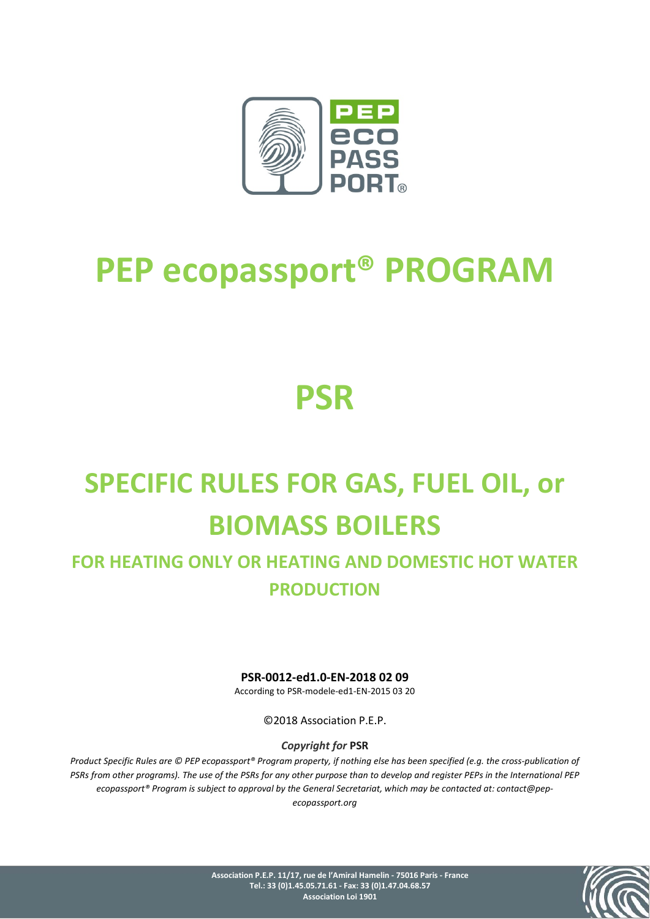# PEP ecopassport® PROGRAM

# PSR

# SPECIFIC RULES FOR GAS, FUEL OIL, or BIOMASS BOILERS

## FOR HEATING ONLY OR HEATING AND DOMESTIC HOT WATER PRODUCTION

**PSR-0012-ed1.0-EN-2018 02 09**

According to PSR-modele-ed1-EN-2015 03 20

©2018 Association P.E.P.

***Copyright for* PSR**

*Product Specific Rules are © PEP ecopassport® Program property, if nothing else has been specified (e.g. the cross-publication of PSRs from other programs). The use of the PSRs for any other purpose than to develop and register PEPs in the International PEP ecopassport® Program is subject to approval by the General Secretariat, which may be contacted at: contact@pep-ecopassport.org*

**Association P.E.P. 11/17, rue de l'Amiral Hamelin - 75016 Paris - France**
**Tel.: 33 (0)1.45.05.71.61 - Fax: 33 (0)1.47.04.68.57**
**Association Loi 1901**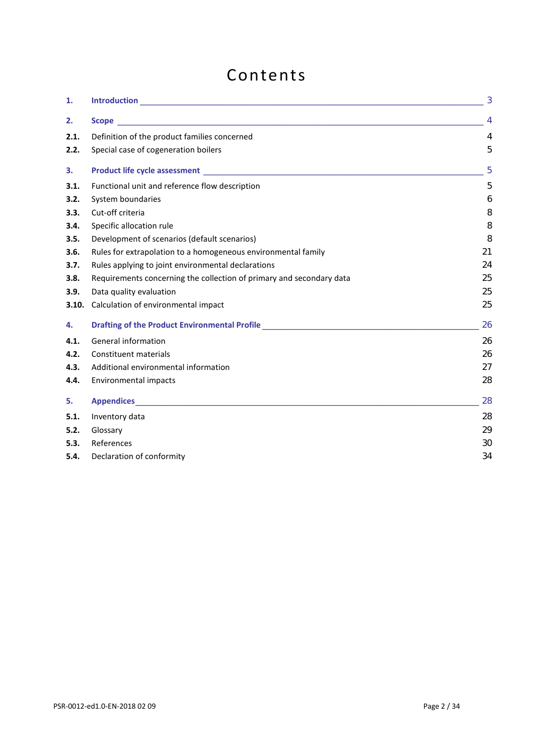# Contents

| | | |
|---|---|---|
| **1.** | **Introduction** | 3 |
| **2.** | **Scope** | 4 |
| **2.1.** | Definition of the product families concerned | 4 |
| **2.2.** | Special case of cogeneration boilers | 5 |
| **3.** | **Product life cycle assessment** | 5 |
| **3.1.** | Functional unit and reference flow description | 5 |
| **3.2.** | System boundaries | 6 |
| **3.3.** | Cut-off criteria | 8 |
| **3.4.** | Specific allocation rule | 8 |
| **3.5.** | Development of scenarios (default scenarios) | 8 |
| **3.6.** | Rules for extrapolation to a homogeneous environmental family | 21 |
| **3.7.** | Rules applying to joint environmental declarations | 24 |
| **3.8.** | Requirements concerning the collection of primary and secondary data | 25 |
| **3.9.** | Data quality evaluation | 25 |
| **3.10.** | Calculation of environmental impact | 25 |
| **4.** | **Drafting of the Product Environmental Profile** | 26 |
| **4.1.** | General information | 26 |
| **4.2.** | Constituent materials | 26 |
| **4.3.** | Additional environmental information | 27 |
| **4.4.** | Environmental impacts | 28 |
| **5.** | **Appendices** | 28 |
| **5.1.** | Inventory data | 28 |
| **5.2.** | Glossary | 29 |
| **5.3.** | References | 30 |
| **5.4.** | Declaration of conformity | 34 |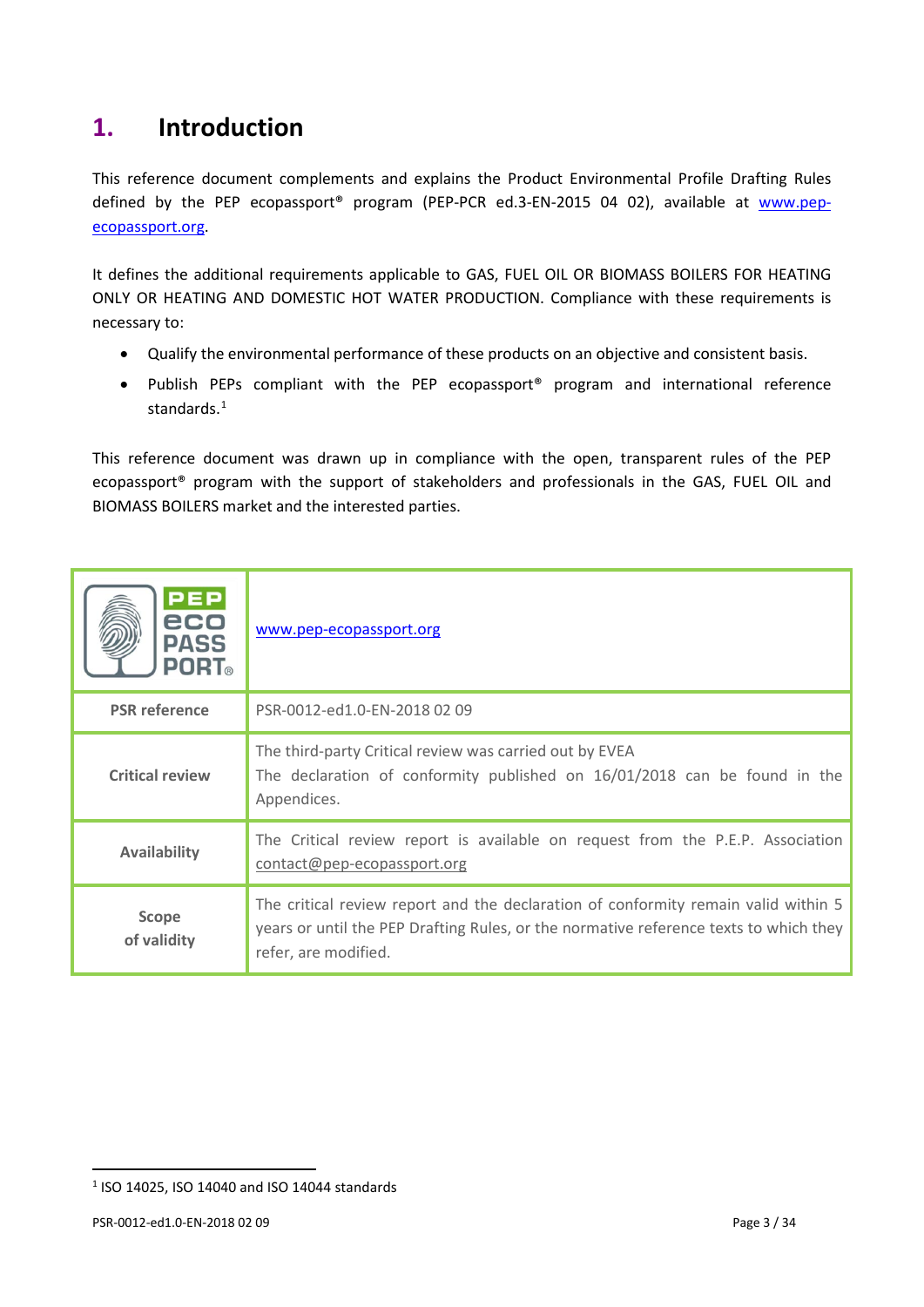# 1. Introduction

This reference document complements and explains the Product Environmental Profile Drafting Rules defined by the PEP ecopassport® program (PEP-PCR ed.3-EN-2015 04 02), available at www.pep-ecopassport.org.

It defines the additional requirements applicable to GAS, FUEL OIL OR BIOMASS BOILERS FOR HEATING ONLY OR HEATING AND DOMESTIC HOT WATER PRODUCTION. Compliance with these requirements is necessary to:

- Qualify the environmental performance of these products on an objective and consistent basis.
- Publish PEPs compliant with the PEP ecopassport® program and international reference standards.[1]

This reference document was drawn up in compliance with the open, transparent rules of the PEP ecopassport® program with the support of stakeholders and professionals in the GAS, FUEL OIL and BIOMASS BOILERS market and the interested parties.

| PEP eco PASSPORT® | www.pep-ecopassport.org |
|---|---|
| **PSR reference** | PSR-0012-ed1.0-EN-2018 02 09 |
| **Critical review** | The third-party Critical review was carried out by EVEA<br>The declaration of conformity published on 16/01/2018 can be found in the Appendices. |
| **Availability** | The Critical review report is available on request from the P.E.P. Association contact@pep-ecopassport.org |
| **Scope of validity** | The critical review report and the declaration of conformity remain valid within 5 years or until the PEP Drafting Rules, or the normative reference texts to which they refer, are modified. |

[1] ISO 14025, ISO 14040 and ISO 14044 standards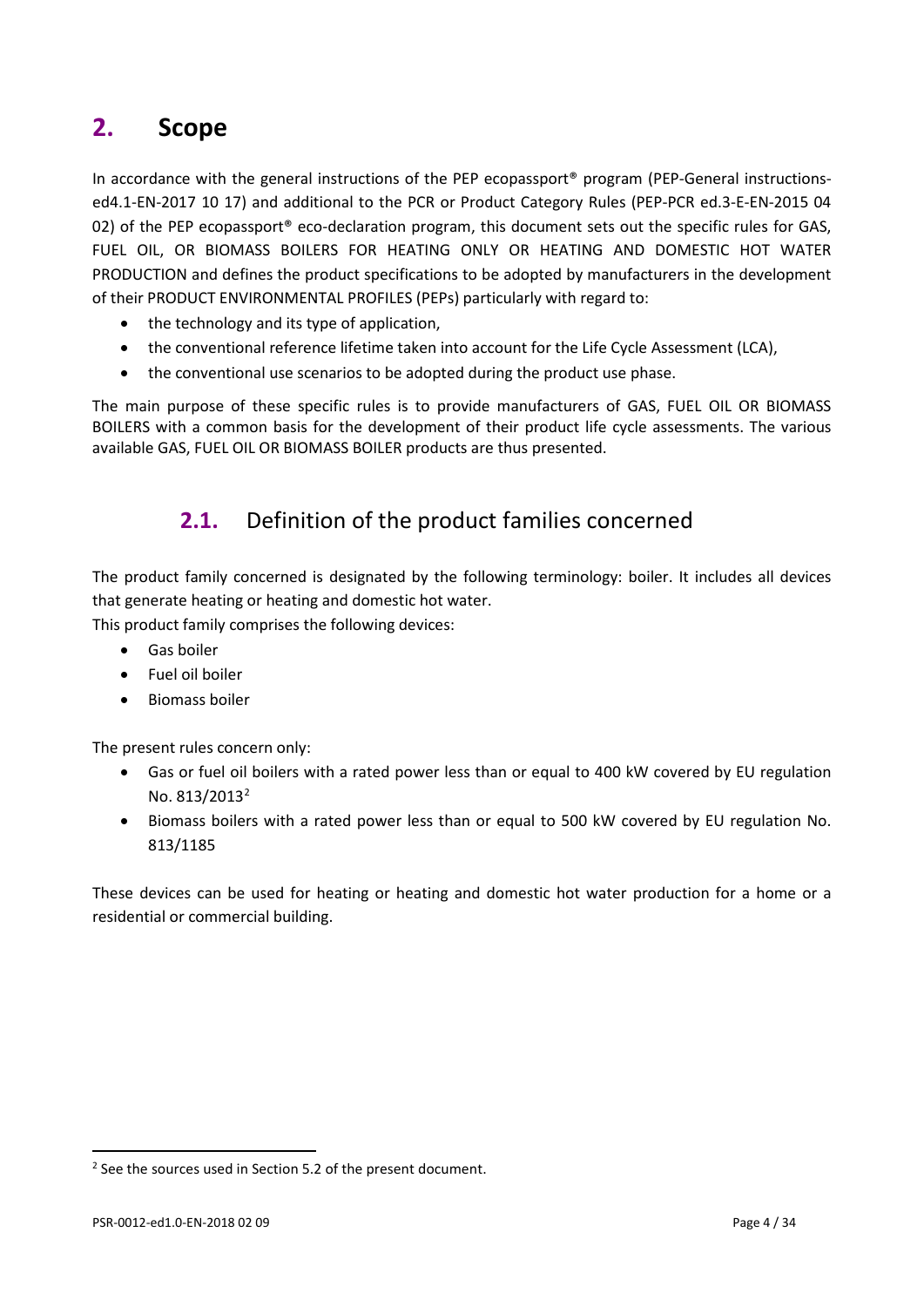# 2. Scope

In accordance with the general instructions of the PEP ecopassport® program (PEP-General instructions-ed4.1-EN-2017 10 17) and additional to the PCR or Product Category Rules (PEP-PCR ed.3-E-EN-2015 04 02) of the PEP ecopassport® eco-declaration program, this document sets out the specific rules for GAS, FUEL OIL, OR BIOMASS BOILERS FOR HEATING ONLY OR HEATING AND DOMESTIC HOT WATER PRODUCTION and defines the product specifications to be adopted by manufacturers in the development of their PRODUCT ENVIRONMENTAL PROFILES (PEPs) particularly with regard to:

- the technology and its type of application,
- the conventional reference lifetime taken into account for the Life Cycle Assessment (LCA),
- the conventional use scenarios to be adopted during the product use phase.

The main purpose of these specific rules is to provide manufacturers of GAS, FUEL OIL OR BIOMASS BOILERS with a common basis for the development of their product life cycle assessments. The various available GAS, FUEL OIL OR BIOMASS BOILER products are thus presented.

## 2.1. Definition of the product families concerned

The product family concerned is designated by the following terminology: boiler. It includes all devices that generate heating or heating and domestic hot water.

This product family comprises the following devices:

- Gas boiler
- Fuel oil boiler
- Biomass boiler

The present rules concern only:

- Gas or fuel oil boilers with a rated power less than or equal to 400 kW covered by EU regulation No. 813/2013[2]
- Biomass boilers with a rated power less than or equal to 500 kW covered by EU regulation No. 813/1185

These devices can be used for heating or heating and domestic hot water production for a home or a residential or commercial building.

[2] See the sources used in Section 5.2 of the present document.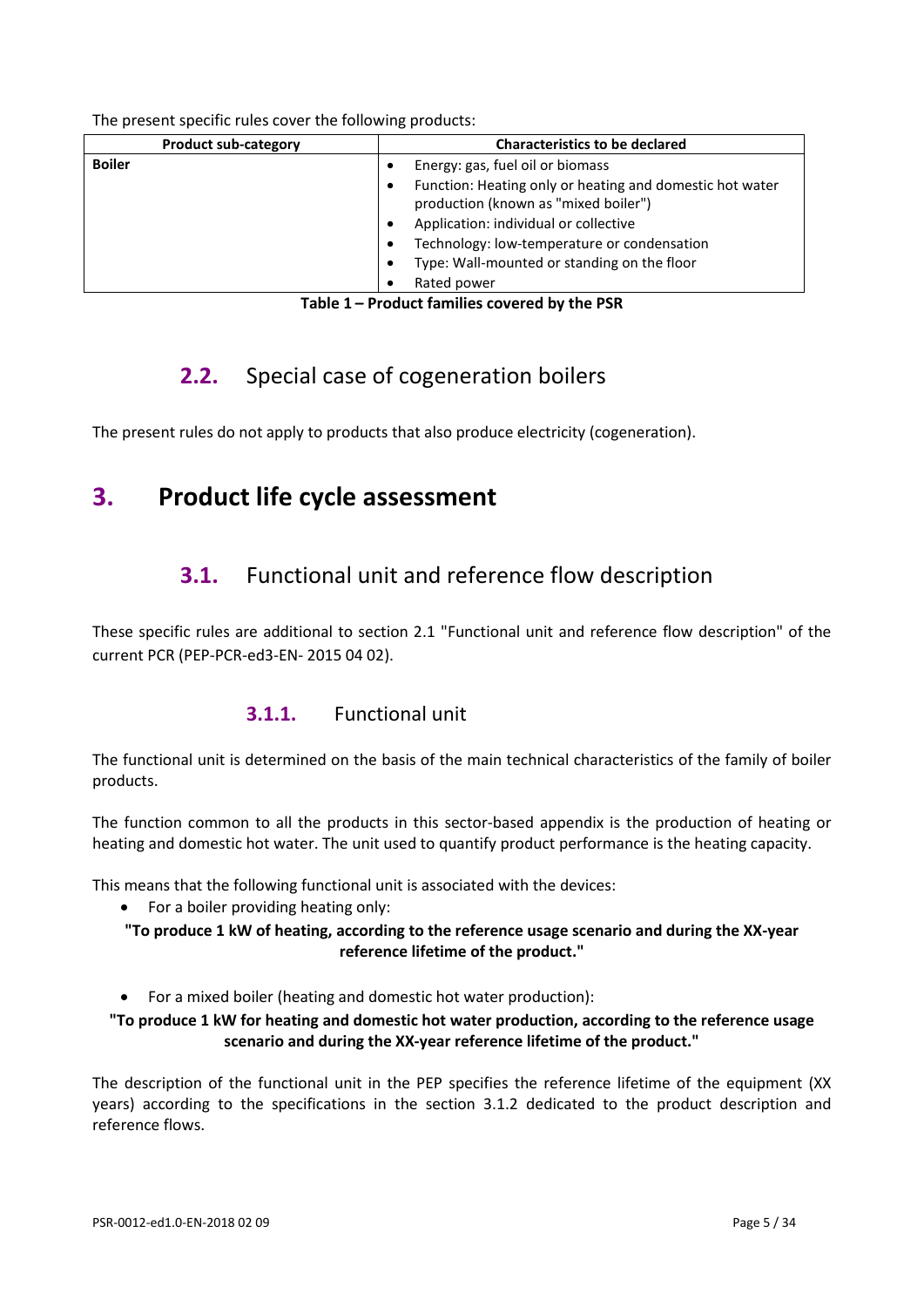The present specific rules cover the following products:

| Product sub-category | Characteristics to be declared |
| --- | --- |
| **Boiler** | • Energy: gas, fuel oil or biomass<br>• Function: Heating only or heating and domestic hot water production (known as "mixed boiler")<br>• Application: individual or collective<br>• Technology: low-temperature or condensation<br>• Type: Wall-mounted or standing on the floor<br>• Rated power |

**Table 1 – Product families covered by the PSR**

## 2.2. Special case of cogeneration boilers

The present rules do not apply to products that also produce electricity (cogeneration).

# 3. Product life cycle assessment

## 3.1. Functional unit and reference flow description

These specific rules are additional to section 2.1 "Functional unit and reference flow description" of the current PCR (PEP-PCR-ed3-EN- 2015 04 02).

### 3.1.1. Functional unit

The functional unit is determined on the basis of the main technical characteristics of the family of boiler products.

The function common to all the products in this sector-based appendix is the production of heating or heating and domestic hot water. The unit used to quantify product performance is the heating capacity.

This means that the following functional unit is associated with the devices:

- For a boiler providing heating only:

**"To produce 1 kW of heating, according to the reference usage scenario and during the XX-year reference lifetime of the product."**

- For a mixed boiler (heating and domestic hot water production):

**"To produce 1 kW for heating and domestic hot water production, according to the reference usage scenario and during the XX-year reference lifetime of the product."**

The description of the functional unit in the PEP specifies the reference lifetime of the equipment (XX years) according to the specifications in the section 3.1.2 dedicated to the product description and reference flows.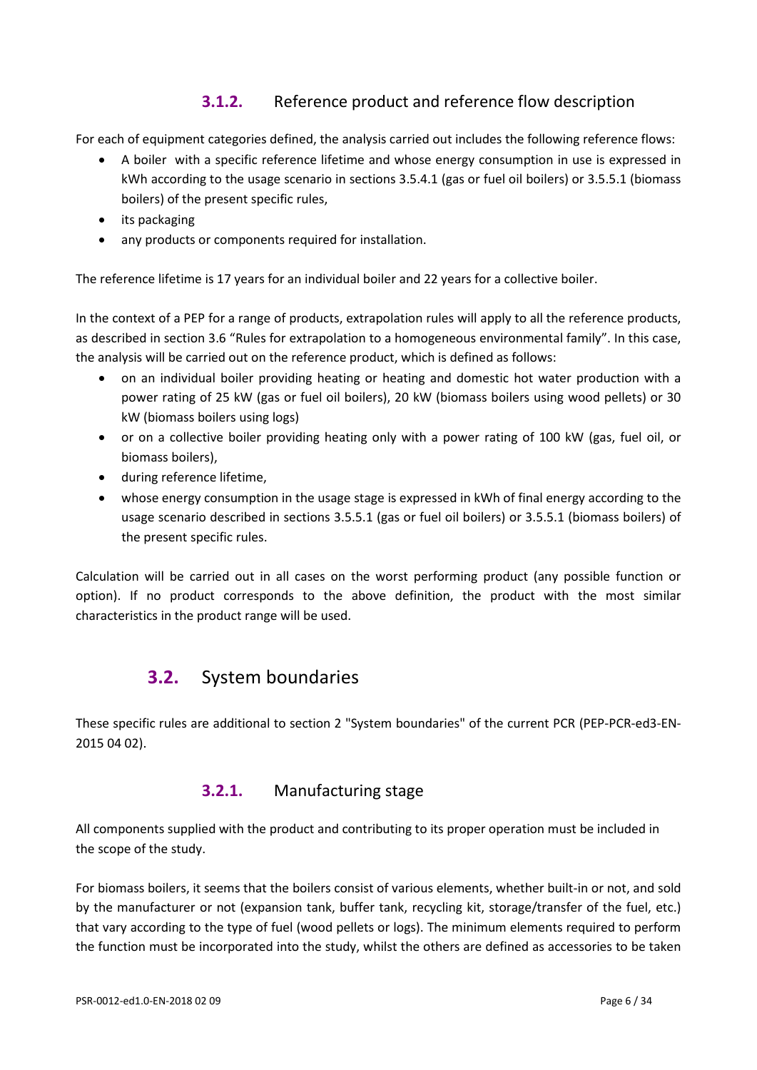### 3.1.2. Reference product and reference flow description

For each of equipment categories defined, the analysis carried out includes the following reference flows:

- A boiler with a specific reference lifetime and whose energy consumption in use is expressed in kWh according to the usage scenario in sections 3.5.4.1 (gas or fuel oil boilers) or 3.5.5.1 (biomass boilers) of the present specific rules,
- its packaging
- any products or components required for installation.

The reference lifetime is 17 years for an individual boiler and 22 years for a collective boiler.

In the context of a PEP for a range of products, extrapolation rules will apply to all the reference products, as described in section 3.6 "Rules for extrapolation to a homogeneous environmental family". In this case, the analysis will be carried out on the reference product, which is defined as follows:

- on an individual boiler providing heating or heating and domestic hot water production with a power rating of 25 kW (gas or fuel oil boilers), 20 kW (biomass boilers using wood pellets) or 30 kW (biomass boilers using logs)
- or on a collective boiler providing heating only with a power rating of 100 kW (gas, fuel oil, or biomass boilers),
- during reference lifetime,
- whose energy consumption in the usage stage is expressed in kWh of final energy according to the usage scenario described in sections 3.5.5.1 (gas or fuel oil boilers) or 3.5.5.1 (biomass boilers) of the present specific rules.

Calculation will be carried out in all cases on the worst performing product (any possible function or option). If no product corresponds to the above definition, the product with the most similar characteristics in the product range will be used.

## 3.2. System boundaries

These specific rules are additional to section 2 "System boundaries" of the current PCR (PEP-PCR-ed3-EN-2015 04 02).

### 3.2.1. Manufacturing stage

All components supplied with the product and contributing to its proper operation must be included in the scope of the study.

For biomass boilers, it seems that the boilers consist of various elements, whether built-in or not, and sold by the manufacturer or not (expansion tank, buffer tank, recycling kit, storage/transfer of the fuel, etc.) that vary according to the type of fuel (wood pellets or logs). The minimum elements required to perform the function must be incorporated into the study, whilst the others are defined as accessories to be taken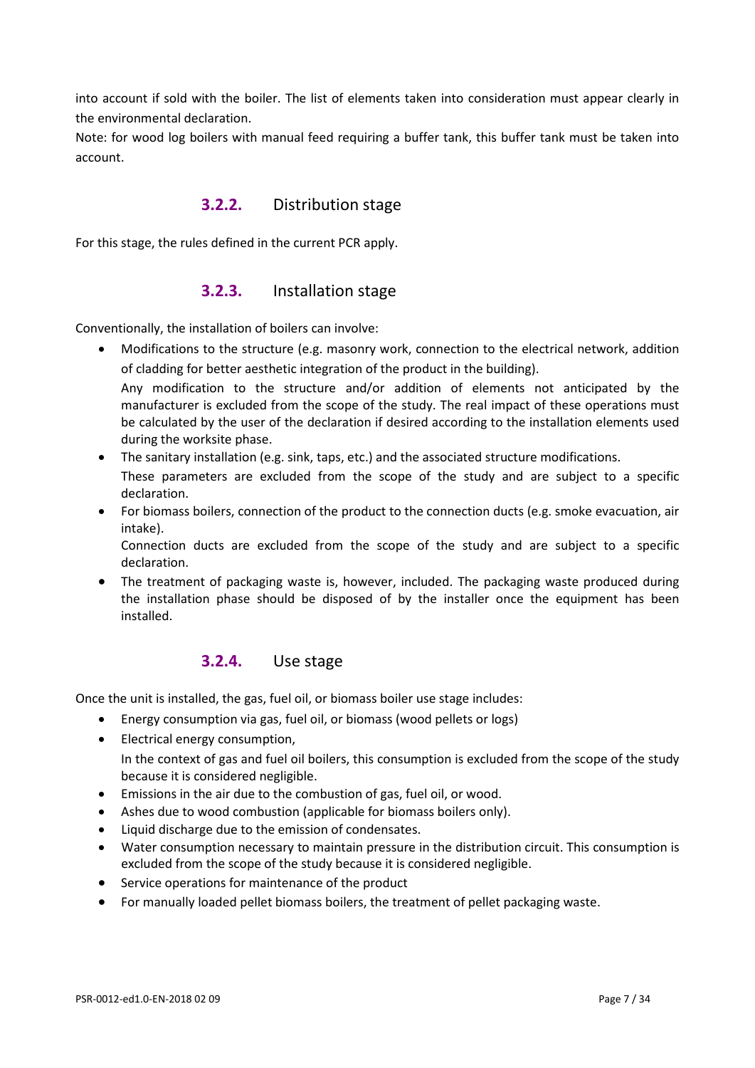into account if sold with the boiler. The list of elements taken into consideration must appear clearly in the environmental declaration.

Note: for wood log boilers with manual feed requiring a buffer tank, this buffer tank must be taken into account.

### 3.2.2. Distribution stage

For this stage, the rules defined in the current PCR apply.

### 3.2.3. Installation stage

Conventionally, the installation of boilers can involve:

- Modifications to the structure (e.g. masonry work, connection to the electrical network, addition of cladding for better aesthetic integration of the product in the building).
  Any modification to the structure and/or addition of elements not anticipated by the manufacturer is excluded from the scope of the study. The real impact of these operations must be calculated by the user of the declaration if desired according to the installation elements used during the worksite phase.
- The sanitary installation (e.g. sink, taps, etc.) and the associated structure modifications.
  These parameters are excluded from the scope of the study and are subject to a specific declaration.
- For biomass boilers, connection of the product to the connection ducts (e.g. smoke evacuation, air intake).
  Connection ducts are excluded from the scope of the study and are subject to a specific declaration.
- The treatment of packaging waste is, however, included. The packaging waste produced during the installation phase should be disposed of by the installer once the equipment has been installed.

### 3.2.4. Use stage

Once the unit is installed, the gas, fuel oil, or biomass boiler use stage includes:

- Energy consumption via gas, fuel oil, or biomass (wood pellets or logs)
- Electrical energy consumption,
  In the context of gas and fuel oil boilers, this consumption is excluded from the scope of the study because it is considered negligible.
- Emissions in the air due to the combustion of gas, fuel oil, or wood.
- Ashes due to wood combustion (applicable for biomass boilers only).
- Liquid discharge due to the emission of condensates.
- Water consumption necessary to maintain pressure in the distribution circuit. This consumption is excluded from the scope of the study because it is considered negligible.
- Service operations for maintenance of the product
- For manually loaded pellet biomass boilers, the treatment of pellet packaging waste.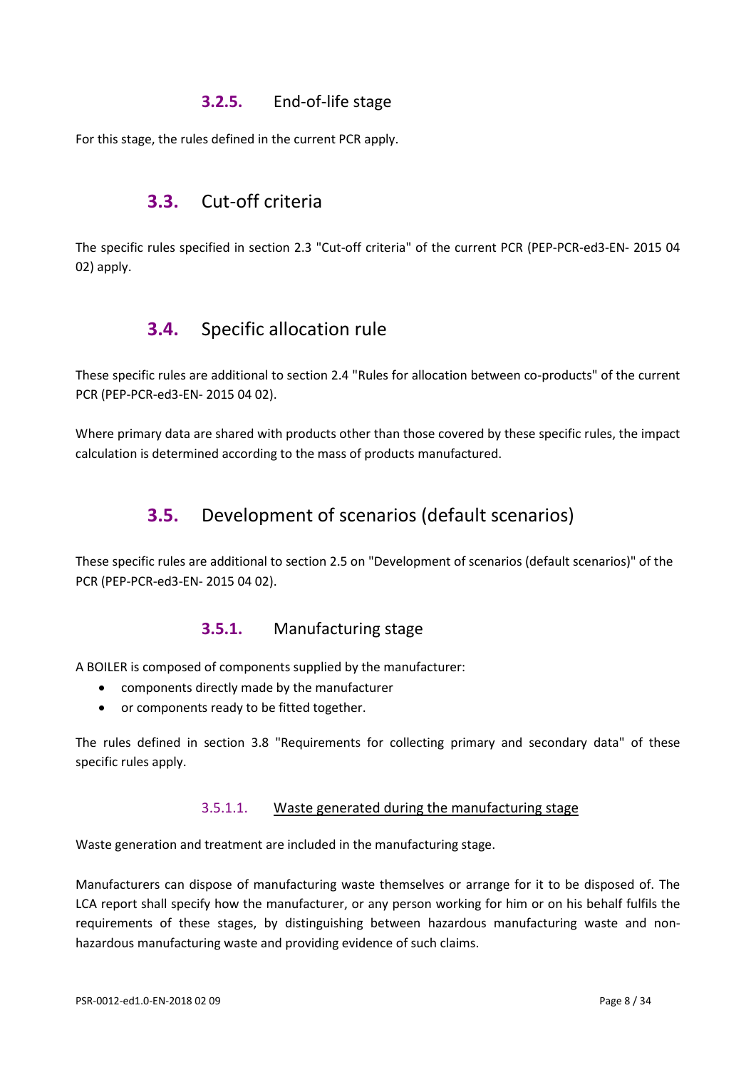### 3.2.5. End-of-life stage

For this stage, the rules defined in the current PCR apply.

## 3.3. Cut-off criteria

The specific rules specified in section 2.3 "Cut-off criteria" of the current PCR (PEP-PCR-ed3-EN- 2015 04 02) apply.

## 3.4. Specific allocation rule

These specific rules are additional to section 2.4 "Rules for allocation between co-products" of the current PCR (PEP-PCR-ed3-EN- 2015 04 02).

Where primary data are shared with products other than those covered by these specific rules, the impact calculation is determined according to the mass of products manufactured.

## 3.5. Development of scenarios (default scenarios)

These specific rules are additional to section 2.5 on "Development of scenarios (default scenarios)" of the PCR (PEP-PCR-ed3-EN- 2015 04 02).

### 3.5.1. Manufacturing stage

A BOILER is composed of components supplied by the manufacturer:

- components directly made by the manufacturer
- or components ready to be fitted together.

The rules defined in section 3.8 "Requirements for collecting primary and secondary data" of these specific rules apply.

#### 3.5.1.1. Waste generated during the manufacturing stage

Waste generation and treatment are included in the manufacturing stage.

Manufacturers can dispose of manufacturing waste themselves or arrange for it to be disposed of. The LCA report shall specify how the manufacturer, or any person working for him or on his behalf fulfils the requirements of these stages, by distinguishing between hazardous manufacturing waste and non-hazardous manufacturing waste and providing evidence of such claims.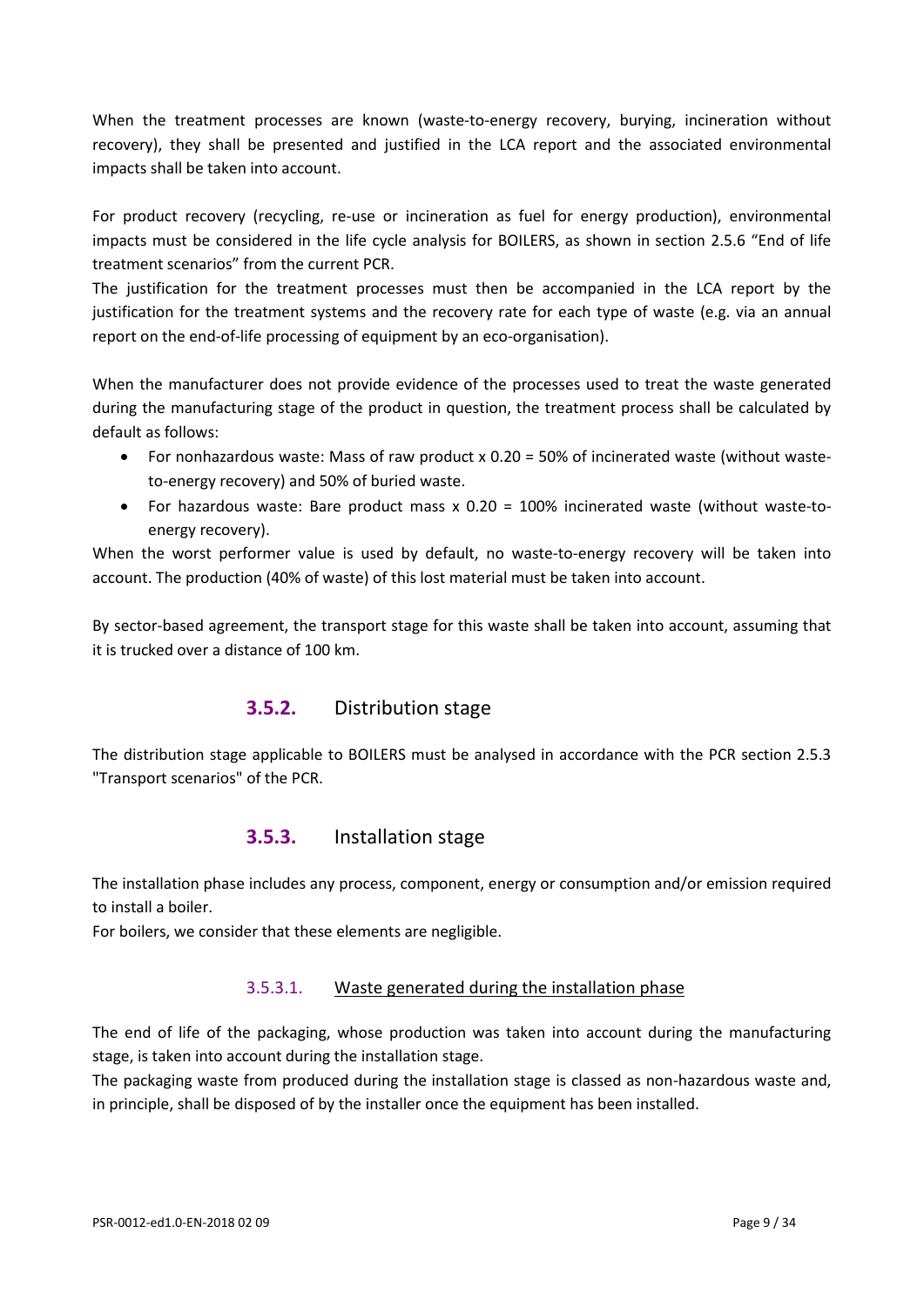When the treatment processes are known (waste-to-energy recovery, burying, incineration without recovery), they shall be presented and justified in the LCA report and the associated environmental impacts shall be taken into account.

For product recovery (recycling, re-use or incineration as fuel for energy production), environmental impacts must be considered in the life cycle analysis for BOILERS, as shown in section 2.5.6 "End of life treatment scenarios" from the current PCR.
The justification for the treatment processes must then be accompanied in the LCA report by the justification for the treatment systems and the recovery rate for each type of waste (e.g. via an annual report on the end-of-life processing of equipment by an eco-organisation).

When the manufacturer does not provide evidence of the processes used to treat the waste generated during the manufacturing stage of the product in question, the treatment process shall be calculated by default as follows:

- For nonhazardous waste: Mass of raw product x 0.20 = 50% of incinerated waste (without waste-to-energy recovery) and 50% of buried waste.
- For hazardous waste: Bare product mass x 0.20 = 100% incinerated waste (without waste-to-energy recovery).

When the worst performer value is used by default, no waste-to-energy recovery will be taken into account. The production (40% of waste) of this lost material must be taken into account.

By sector-based agreement, the transport stage for this waste shall be taken into account, assuming that it is trucked over a distance of 100 km.

### 3.5.2. Distribution stage

The distribution stage applicable to BOILERS must be analysed in accordance with the PCR section 2.5.3 "Transport scenarios" of the PCR.

### 3.5.3. Installation stage

The installation phase includes any process, component, energy or consumption and/or emission required to install a boiler.
For boilers, we consider that these elements are negligible.

#### 3.5.3.1. Waste generated during the installation phase

The end of life of the packaging, whose production was taken into account during the manufacturing stage, is taken into account during the installation stage.
The packaging waste from produced during the installation stage is classed as non-hazardous waste and, in principle, shall be disposed of by the installer once the equipment has been installed.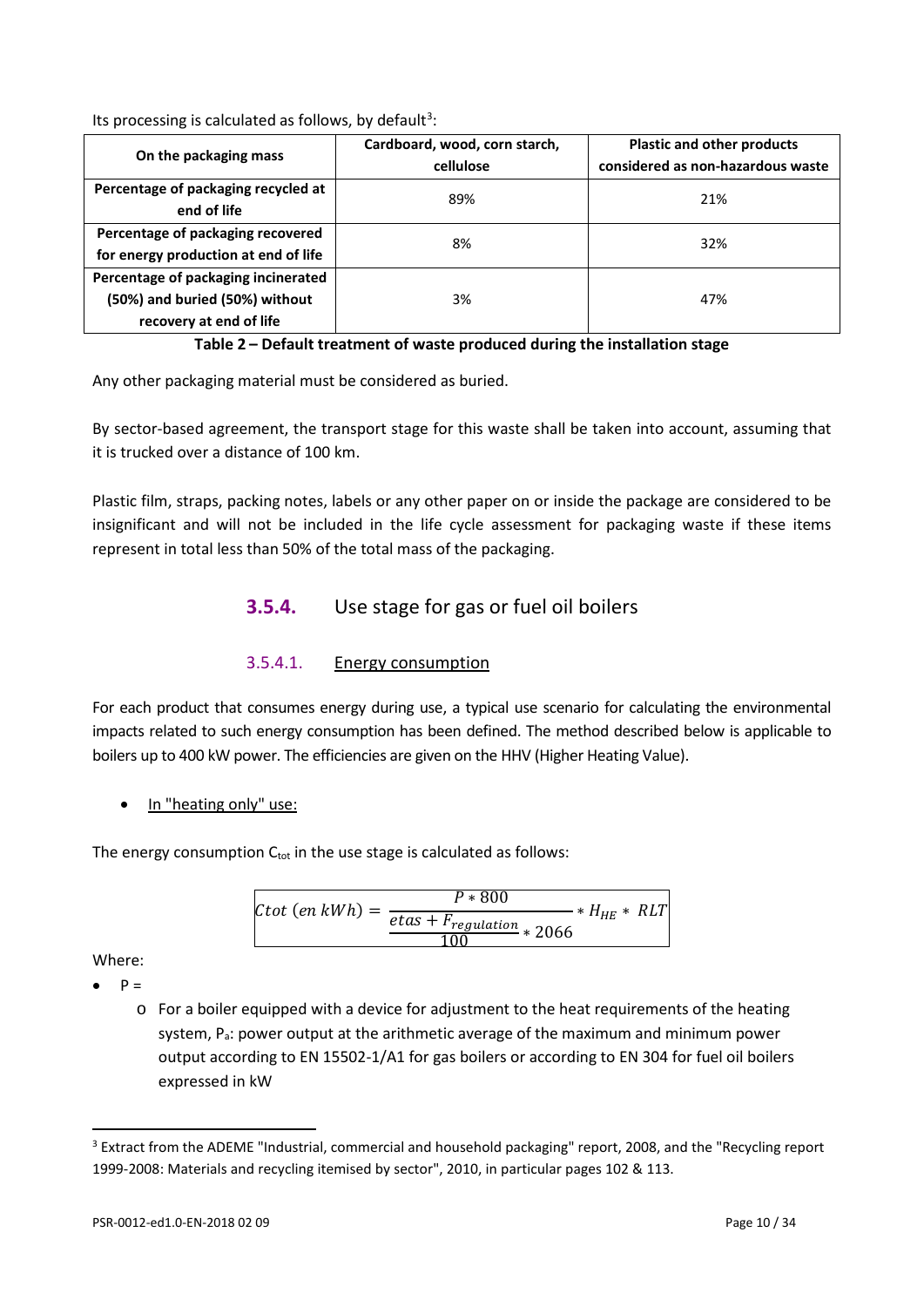Its processing is calculated as follows, by default[3]:

| On the packaging mass | Cardboard, wood, corn starch, cellulose | Plastic and other products considered as non-hazardous waste |
|---|---|---|
| Percentage of packaging recycled at end of life | 89% | 21% |
| Percentage of packaging recovered for energy production at end of life | 8% | 32% |
| Percentage of packaging incinerated (50%) and buried (50%) without recovery at end of life | 3% | 47% |

**Table 2 – Default treatment of waste produced during the installation stage**

Any other packaging material must be considered as buried.

By sector-based agreement, the transport stage for this waste shall be taken into account, assuming that it is trucked over a distance of 100 km.

Plastic film, straps, packing notes, labels or any other paper on or inside the package are considered to be insignificant and will not be included in the life cycle assessment for packaging waste if these items represent in total less than 50% of the total mass of the packaging.

## 3.5.4. Use stage for gas or fuel oil boilers

### 3.5.4.1. Energy consumption

For each product that consumes energy during use, a typical use scenario for calculating the environmental impacts related to such energy consumption has been defined. The method described below is applicable to boilers up to 400 kW power. The efficiencies are given on the HHV (Higher Heating Value).

- In "heating only" use:

The energy consumption $C_{tot}$ in the use stage is calculated as follows:

$$Ctot\ (en\ kWh) = \frac{P * 800}{\frac{etas + F_{regulation}}{100} * 2066} * H_{HE} * RLT$$

Where:

- P =
  - For a boiler equipped with a device for adjustment to the heat requirements of the heating system, $P_a$: power output at the arithmetic average of the maximum and minimum power output according to EN 15502-1/A1 for gas boilers or according to EN 304 for fuel oil boilers expressed in kW

[3] Extract from the ADEME "Industrial, commercial and household packaging" report, 2008, and the "Recycling report 1999-2008: Materials and recycling itemised by sector", 2010, in particular pages 102 & 113.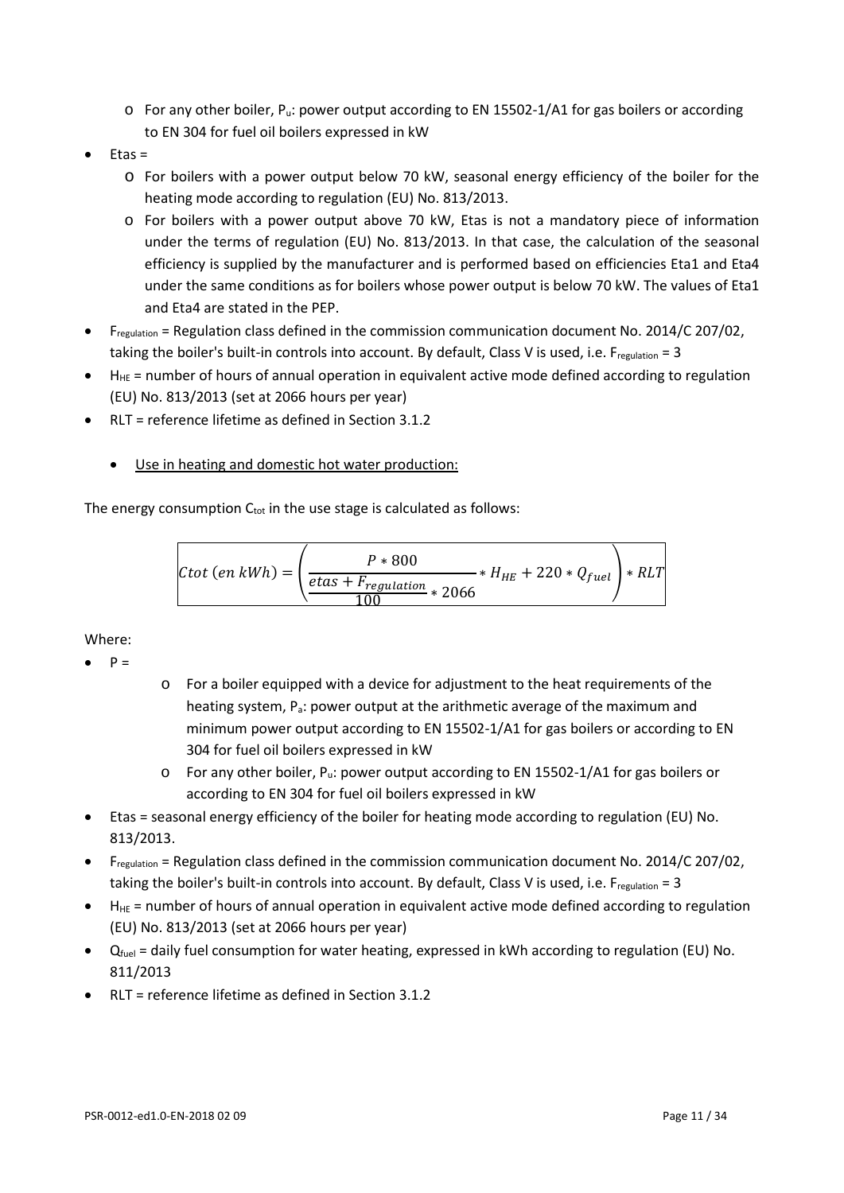- For any other boiler, $P_u$: power output according to EN 15502-1/A1 for gas boilers or according to EN 304 for fuel oil boilers expressed in kW
- Etas =
  - For boilers with a power output below 70 kW, seasonal energy efficiency of the boiler for the heating mode according to regulation (EU) No. 813/2013.
  - For boilers with a power output above 70 kW, Etas is not a mandatory piece of information under the terms of regulation (EU) No. 813/2013. In that case, the calculation of the seasonal efficiency is supplied by the manufacturer and is performed based on efficiencies Eta1 and Eta4 under the same conditions as for boilers whose power output is below 70 kW. The values of Eta1 and Eta4 are stated in the PEP.
- $F_{regulation}$ = Regulation class defined in the commission communication document No. 2014/C 207/02, taking the boiler's built-in controls into account. By default, Class V is used, i.e. $F_{regulation}$ = 3
- $H_{HE}$ = number of hours of annual operation in equivalent active mode defined according to regulation (EU) No. 813/2013 (set at 2066 hours per year)
- RLT = reference lifetime as defined in Section 3.1.2

  - Use in heating and domestic hot water production:

The energy consumption $C_{tot}$ in the use stage is calculated as follows:

$$Ctot\ (en\ kWh) = \left( \frac{P * 800}{\frac{etas + F_{regulation}}{100} * 2066} * H_{HE} + 220 * Q_{fuel} \right) * RLT$$

Where:

- P =
  - For a boiler equipped with a device for adjustment to the heat requirements of the heating system, $P_a$: power output at the arithmetic average of the maximum and minimum power output according to EN 15502-1/A1 for gas boilers or according to EN 304 for fuel oil boilers expressed in kW
  - For any other boiler, $P_u$: power output according to EN 15502-1/A1 for gas boilers or according to EN 304 for fuel oil boilers expressed in kW
- Etas = seasonal energy efficiency of the boiler for heating mode according to regulation (EU) No. 813/2013.
- $F_{regulation}$ = Regulation class defined in the commission communication document No. 2014/C 207/02, taking the boiler's built-in controls into account. By default, Class V is used, i.e. $F_{regulation}$ = 3
- $H_{HE}$ = number of hours of annual operation in equivalent active mode defined according to regulation (EU) No. 813/2013 (set at 2066 hours per year)
- $Q_{fuel}$ = daily fuel consumption for water heating, expressed in kWh according to regulation (EU) No. 811/2013
- RLT = reference lifetime as defined in Section 3.1.2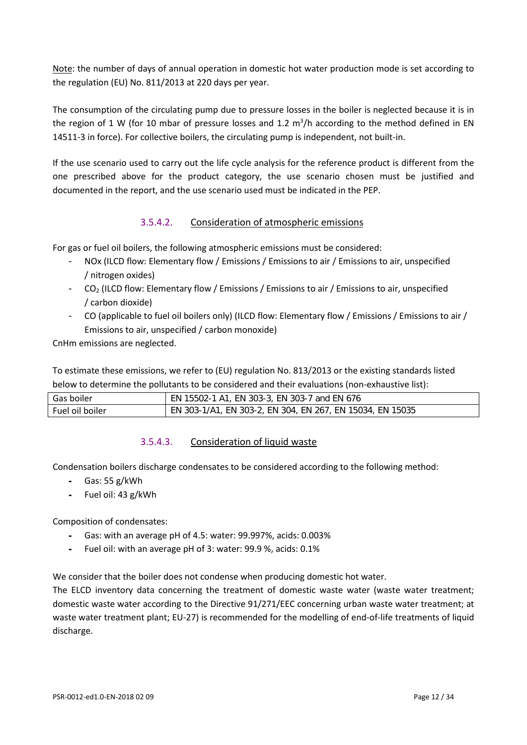Note: the number of days of annual operation in domestic hot water production mode is set according to the regulation (EU) No. 811/2013 at 220 days per year.

The consumption of the circulating pump due to pressure losses in the boiler is neglected because it is in the region of 1 W (for 10 mbar of pressure losses and 1.2 $m^3/h$ according to the method defined in EN 14511-3 in force). For collective boilers, the circulating pump is independent, not built-in.

If the use scenario used to carry out the life cycle analysis for the reference product is different from the one prescribed above for the product category, the use scenario chosen must be justified and documented in the report, and the use scenario used must be indicated in the PEP.

#### 3.5.4.2. Consideration of atmospheric emissions

For gas or fuel oil boilers, the following atmospheric emissions must be considered:

- NOx (ILCD flow: Elementary flow / Emissions / Emissions to air / Emissions to air, unspecified / nitrogen oxides)
- $CO_2$ (ILCD flow: Elementary flow / Emissions / Emissions to air / Emissions to air, unspecified / carbon dioxide)
- CO (applicable to fuel oil boilers only) (ILCD flow: Elementary flow / Emissions / Emissions to air / Emissions to air, unspecified / carbon monoxide)

CnHm emissions are neglected.

To estimate these emissions, we refer to (EU) regulation No. 813/2013 or the existing standards listed below to determine the pollutants to be considered and their evaluations (non-exhaustive list):

| Gas boiler | EN 15502-1 A1, EN 303-3, EN 303-7 and EN 676 |
|---|---|
| Fuel oil boiler | EN 303-1/A1, EN 303-2, EN 304, EN 267, EN 15034, EN 15035 |

#### 3.5.4.3. Consideration of liquid waste

Condensation boilers discharge condensates to be considered according to the following method:

- Gas: 55 g/kWh
- Fuel oil: 43 g/kWh

Composition of condensates:

- Gas: with an average pH of 4.5: water: 99.997%, acids: 0.003%
- Fuel oil: with an average pH of 3: water: 99.9 %, acids: 0.1%

We consider that the boiler does not condense when producing domestic hot water.

The ELCD inventory data concerning the treatment of domestic waste water (waste water treatment; domestic waste water according to the Directive 91/271/EEC concerning urban waste water treatment; at waste water treatment plant; EU-27) is recommended for the modelling of end-of-life treatments of liquid discharge.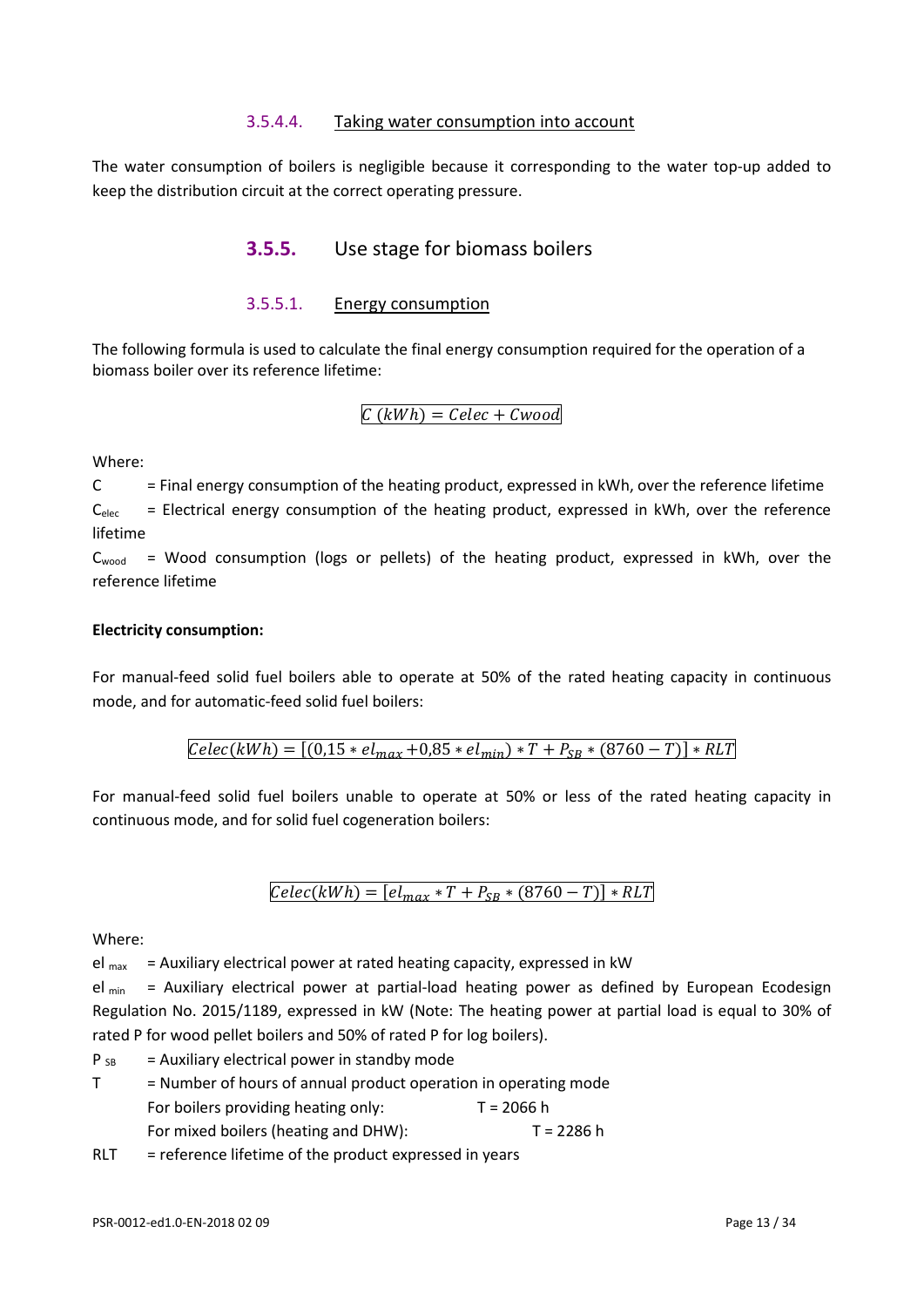#### 3.5.4.4. Taking water consumption into account

The water consumption of boilers is negligible because it corresponding to the water top-up added to keep the distribution circuit at the correct operating pressure.

### 3.5.5. Use stage for biomass boilers

#### 3.5.5.1. Energy consumption

The following formula is used to calculate the final energy consumption required for the operation of a biomass boiler over its reference lifetime:

$$C\ (kWh) = Celec + Cwood$$

Where:

C = Final energy consumption of the heating product, expressed in kWh, over the reference lifetime

$C_{elec}$ = Electrical energy consumption of the heating product, expressed in kWh, over the reference lifetime

$C_{wood}$ = Wood consumption (logs or pellets) of the heating product, expressed in kWh, over the reference lifetime

**Electricity consumption:**

For manual-feed solid fuel boilers able to operate at 50% of the rated heating capacity in continuous mode, and for automatic-feed solid fuel boilers:

$$Celec(kWh) = [(0{,}15 * el_{max} + 0{,}85 * el_{min}) * T + P_{SB} * (8760 - T)] * RLT$$

For manual-feed solid fuel boilers unable to operate at 50% or less of the rated heating capacity in continuous mode, and for solid fuel cogeneration boilers:

$$Celec(kWh) = [el_{max} * T + P_{SB} * (8760 - T)] * RLT$$

Where:

$el_{max}$ = Auxiliary electrical power at rated heating capacity, expressed in kW

$el_{min}$ = Auxiliary electrical power at partial-load heating power as defined by European Ecodesign Regulation No. 2015/1189, expressed in kW (Note: The heating power at partial load is equal to 30% of rated P for wood pellet boilers and 50% of rated P for log boilers).

$P_{SB}$ = Auxiliary electrical power in standby mode

T = Number of hours of annual product operation in operating mode

- For boilers providing heating only: T = 2066 h
- For mixed boilers (heating and DHW): T = 2286 h

RLT = reference lifetime of the product expressed in years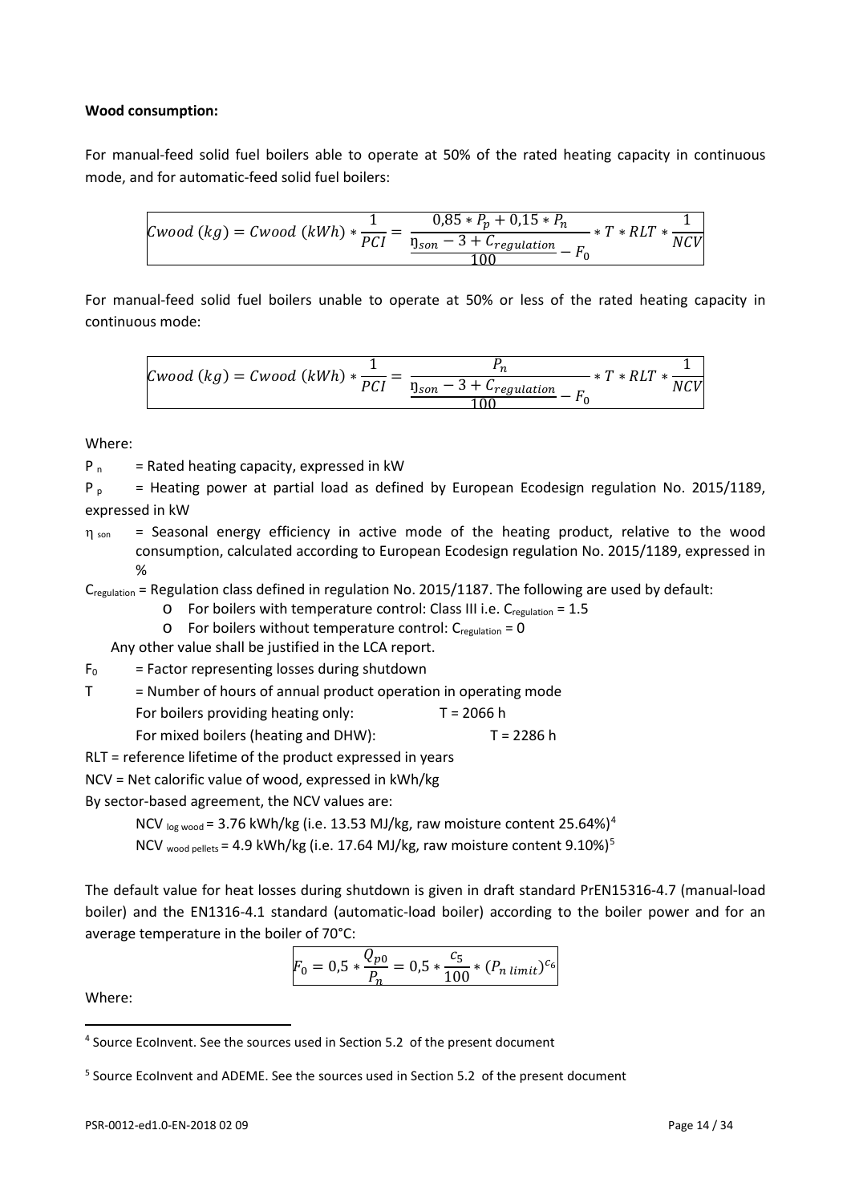**Wood consumption:**

For manual-feed solid fuel boilers able to operate at 50% of the rated heating capacity in continuous mode, and for automatic-feed solid fuel boilers:

$$Cwood\ (kg) = Cwood\ (kWh) * \frac{1}{PCI} = \frac{0{,}85 * P_p + 0{,}15 * P_n}{\frac{\eta_{son} - 3 + C_{regulation}}{100} - F_0} * T * RLT * \frac{1}{NCV}$$

For manual-feed solid fuel boilers unable to operate at 50% or less of the rated heating capacity in continuous mode:

$$Cwood\ (kg) = Cwood\ (kWh) * \frac{1}{PCI} = \frac{P_n}{\frac{\eta_{son} - 3 + C_{regulation}}{100} - F_0} * T * RLT * \frac{1}{NCV}$$

Where:

$P_n$ = Rated heating capacity, expressed in kW

$P_p$ = Heating power at partial load as defined by European Ecodesign regulation No. 2015/1189, expressed in kW

$\eta_{son}$ = Seasonal energy efficiency in active mode of the heating product, relative to the wood consumption, calculated according to European Ecodesign regulation No. 2015/1189, expressed in %

$C_{regulation}$ = Regulation class defined in regulation No. 2015/1187. The following are used by default:

- For boilers with temperature control: Class III i.e. $C_{regulation}$ = 1.5
- For boilers without temperature control: $C_{regulation}$ = 0

Any other value shall be justified in the LCA report.

$F_0$ = Factor representing losses during shutdown

T = Number of hours of annual product operation in operating mode

For boilers providing heating only: T = 2066 h

For mixed boilers (heating and DHW): T = 2286 h

RLT = reference lifetime of the product expressed in years

NCV = Net calorific value of wood, expressed in kWh/kg

By sector-based agreement, the NCV values are:

$NCV_{log\ wood}$ = 3.76 kWh/kg (i.e. 13.53 MJ/kg, raw moisture content 25.64%)[4]

$NCV_{wood\ pellets}$ = 4.9 kWh/kg (i.e. 17.64 MJ/kg, raw moisture content 9.10%)[5]

The default value for heat losses during shutdown is given in draft standard PrEN15316-4.7 (manual-load boiler) and the EN1316-4.1 standard (automatic-load boiler) according to the boiler power and for an average temperature in the boiler of 70°C:

$$F_0 = 0{,}5 * \frac{Q_{p0}}{P_n} = 0{,}5 * \frac{c_5}{100} * (P_{n\ limit})^{c_6}$$

Where:

[4] Source EcoInvent. See the sources used in Section 5.2 of the present document

[5] Source EcoInvent and ADEME. See the sources used in Section 5.2 of the present document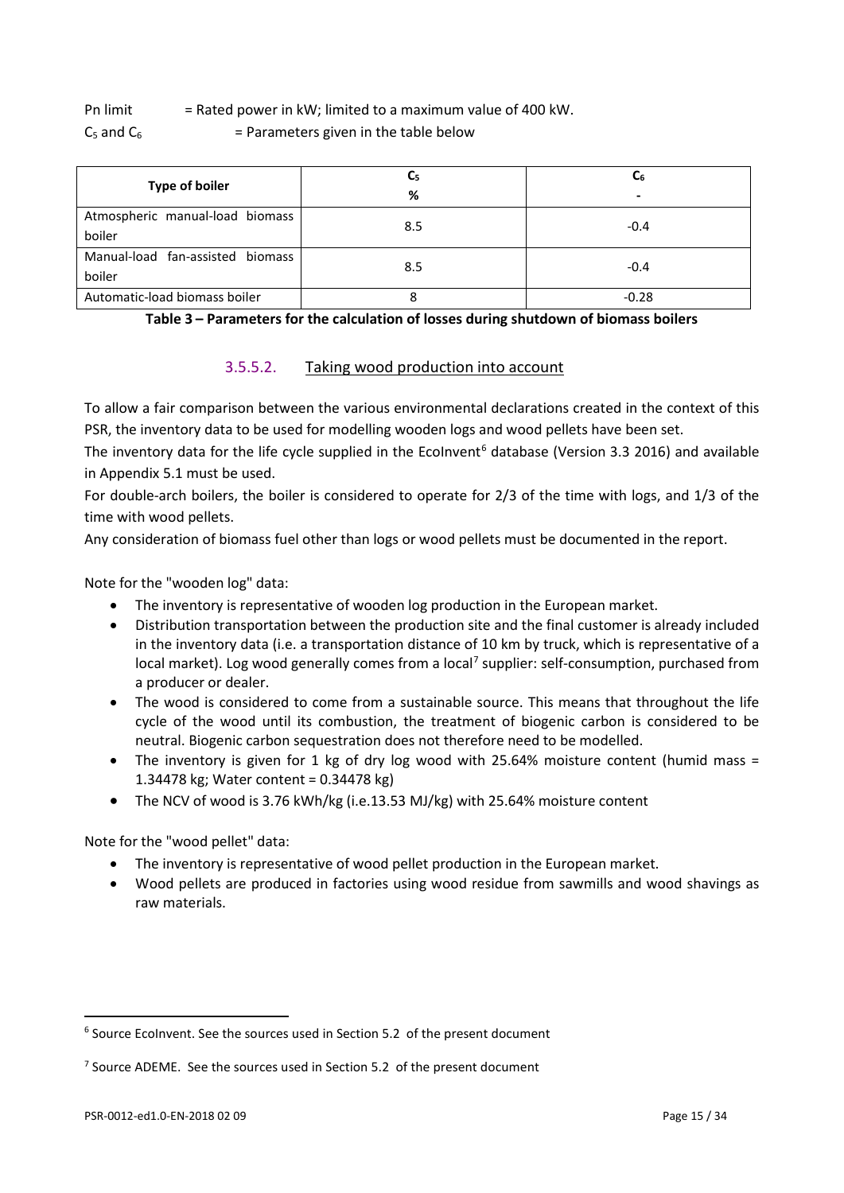Pn limit = Rated power in kW; limited to a maximum value of 400 kW.

$C_5$ and $C_6$ = Parameters given in the table below

| Type of boiler | $C_5$ % | $C_6$ - |
|---|---|---|
| Atmospheric manual-load biomass boiler | 8.5 | -0.4 |
| Manual-load fan-assisted biomass boiler | 8.5 | -0.4 |
| Automatic-load biomass boiler | 8 | -0.28 |

**Table 3 – Parameters for the calculation of losses during shutdown of biomass boilers**

#### 3.5.5.2. Taking wood production into account

To allow a fair comparison between the various environmental declarations created in the context of this PSR, the inventory data to be used for modelling wooden logs and wood pellets have been set.

The inventory data for the life cycle supplied in the EcoInvent[6] database (Version 3.3 2016) and available in Appendix 5.1 must be used.

For double-arch boilers, the boiler is considered to operate for 2/3 of the time with logs, and 1/3 of the time with wood pellets.

Any consideration of biomass fuel other than logs or wood pellets must be documented in the report.

Note for the "wooden log" data:

- The inventory is representative of wooden log production in the European market.
- Distribution transportation between the production site and the final customer is already included in the inventory data (i.e. a transportation distance of 10 km by truck, which is representative of a local market). Log wood generally comes from a local[7] supplier: self-consumption, purchased from a producer or dealer.
- The wood is considered to come from a sustainable source. This means that throughout the life cycle of the wood until its combustion, the treatment of biogenic carbon is considered to be neutral. Biogenic carbon sequestration does not therefore need to be modelled.
- The inventory is given for 1 kg of dry log wood with 25.64% moisture content (humid mass = 1.34478 kg; Water content = 0.34478 kg)
- The NCV of wood is 3.76 kWh/kg (i.e.13.53 MJ/kg) with 25.64% moisture content

Note for the "wood pellet" data:

- The inventory is representative of wood pellet production in the European market.
- Wood pellets are produced in factories using wood residue from sawmills and wood shavings as raw materials.

[6] Source EcoInvent. See the sources used in Section 5.2 of the present document

[7] Source ADEME. See the sources used in Section 5.2 of the present document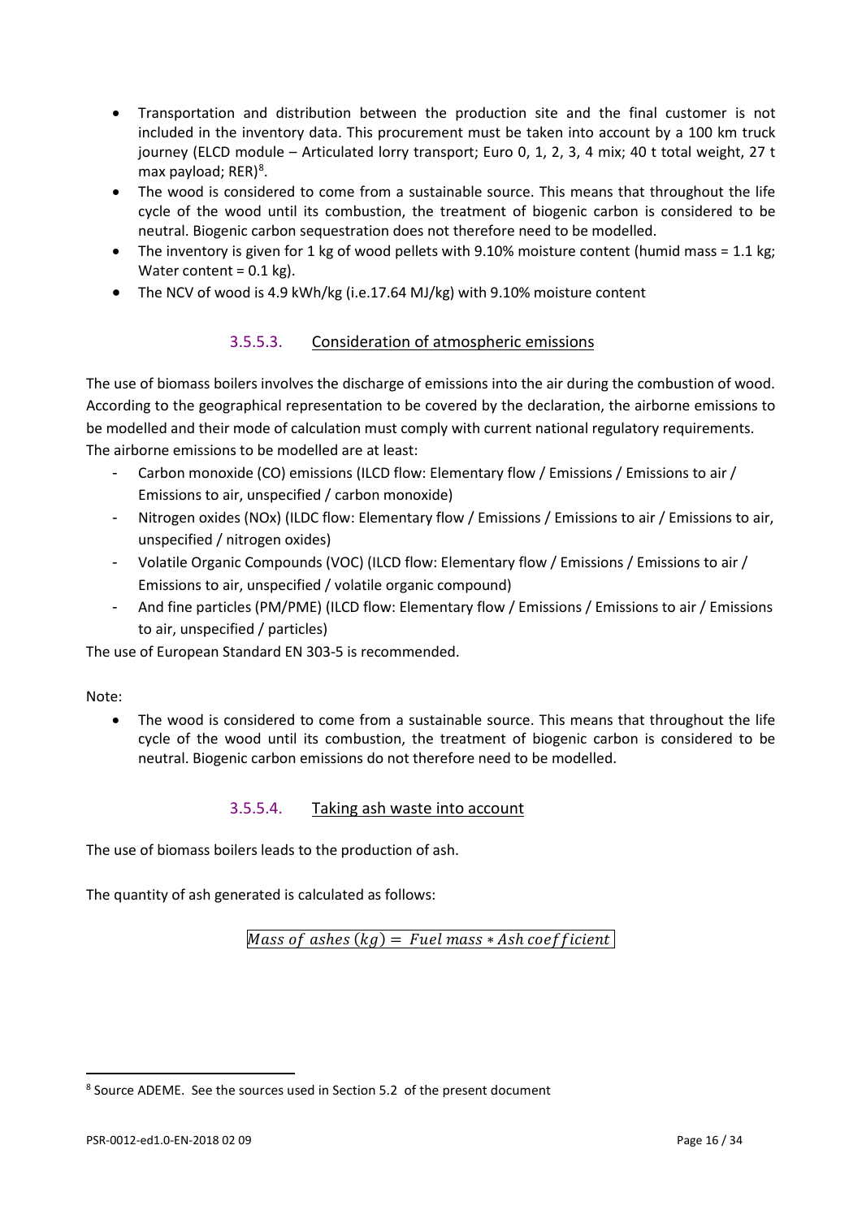- Transportation and distribution between the production site and the final customer is not included in the inventory data. This procurement must be taken into account by a 100 km truck journey (ELCD module – Articulated lorry transport; Euro 0, 1, 2, 3, 4 mix; 40 t total weight, 27 t max payload; RER)[8].
- The wood is considered to come from a sustainable source. This means that throughout the life cycle of the wood until its combustion, the treatment of biogenic carbon is considered to be neutral. Biogenic carbon sequestration does not therefore need to be modelled.
- The inventory is given for 1 kg of wood pellets with 9.10% moisture content (humid mass = 1.1 kg; Water content = 0.1 kg).
- The NCV of wood is 4.9 kWh/kg (i.e.17.64 MJ/kg) with 9.10% moisture content

#### 3.5.5.3. Consideration of atmospheric emissions

The use of biomass boilers involves the discharge of emissions into the air during the combustion of wood. According to the geographical representation to be covered by the declaration, the airborne emissions to be modelled and their mode of calculation must comply with current national regulatory requirements. The airborne emissions to be modelled are at least:

- Carbon monoxide (CO) emissions (ILCD flow: Elementary flow / Emissions / Emissions to air / Emissions to air, unspecified / carbon monoxide)
- Nitrogen oxides (NOx) (ILDC flow: Elementary flow / Emissions / Emissions to air / Emissions to air, unspecified / nitrogen oxides)
- Volatile Organic Compounds (VOC) (ILCD flow: Elementary flow / Emissions / Emissions to air / Emissions to air, unspecified / volatile organic compound)
- And fine particles (PM/PME) (ILCD flow: Elementary flow / Emissions / Emissions to air / Emissions to air, unspecified / particles)

The use of European Standard EN 303-5 is recommended.

Note:

- The wood is considered to come from a sustainable source. This means that throughout the life cycle of the wood until its combustion, the treatment of biogenic carbon is considered to be neutral. Biogenic carbon emissions do not therefore need to be modelled.

#### 3.5.5.4. Taking ash waste into account

The use of biomass boilers leads to the production of ash.

The quantity of ash generated is calculated as follows:

$$\boxed{Mass\ of\ ashes\ (kg) = \ Fuel\ mass * Ash\ coefficient}$$

[8] Source ADEME. See the sources used in Section 5.2 of the present document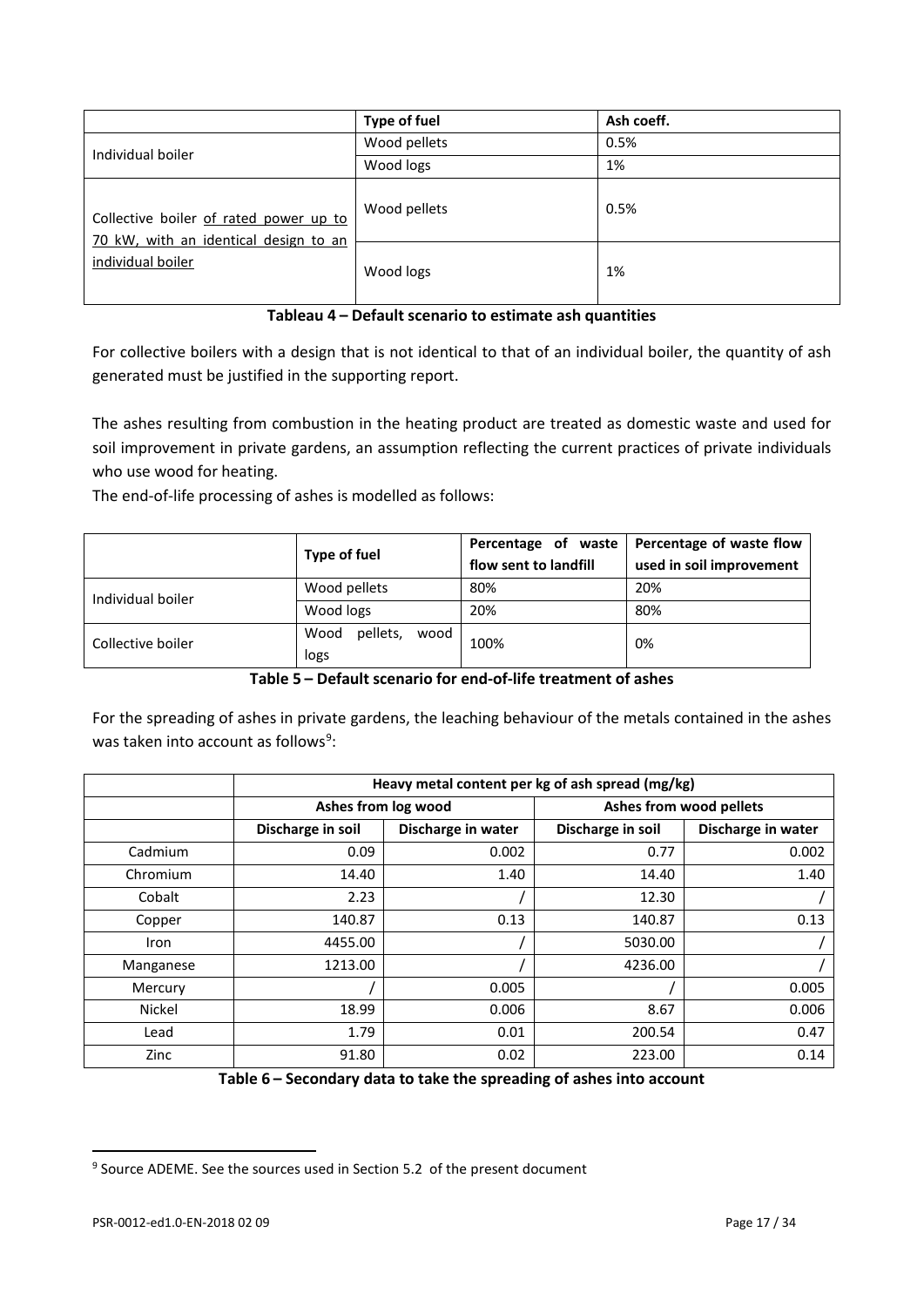| | Type of fuel | Ash coeff. |
|---|---|---|
| Individual boiler | Wood pellets | 0.5% |
| | Wood logs | 1% |
| Collective boiler of rated power up to 70 kW, with an identical design to an individual boiler | Wood pellets | 0.5% |
| | Wood logs | 1% |

**Tableau 4 – Default scenario to estimate ash quantities**

For collective boilers with a design that is not identical to that of an individual boiler, the quantity of ash generated must be justified in the supporting report.

The ashes resulting from combustion in the heating product are treated as domestic waste and used for soil improvement in private gardens, an assumption reflecting the current practices of private individuals who use wood for heating.

The end-of-life processing of ashes is modelled as follows:

| | Type of fuel | Percentage of waste flow sent to landfill | Percentage of waste flow used in soil improvement |
|---|---|---|---|
| Individual boiler | Wood pellets | 80% | 20% |
| | Wood logs | 20% | 80% |
| Collective boiler | Wood pellets, wood logs | 100% | 0% |

**Table 5 – Default scenario for end-of-life treatment of ashes**

For the spreading of ashes in private gardens, the leaching behaviour of the metals contained in the ashes was taken into account as follows[9]:

| | Heavy metal content per kg of ash spread (mg/kg) | | | |
|---|---|---|---|---|
| | Ashes from log wood | | Ashes from wood pellets | |
| | Discharge in soil | Discharge in water | Discharge in soil | Discharge in water |
| Cadmium | 0.09 | 0.002 | 0.77 | 0.002 |
| Chromium | 14.40 | 1.40 | 14.40 | 1.40 |
| Cobalt | 2.23 | / | 12.30 | / |
| Copper | 140.87 | 0.13 | 140.87 | 0.13 |
| Iron | 4455.00 | / | 5030.00 | / |
| Manganese | 1213.00 | / | 4236.00 | / |
| Mercury | / | 0.005 | / | 0.005 |
| Nickel | 18.99 | 0.006 | 8.67 | 0.006 |
| Lead | 1.79 | 0.01 | 200.54 | 0.47 |
| Zinc | 91.80 | 0.02 | 223.00 | 0.14 |

**Table 6 – Secondary data to take the spreading of ashes into account**

[9] Source ADEME. See the sources used in Section 5.2 of the present document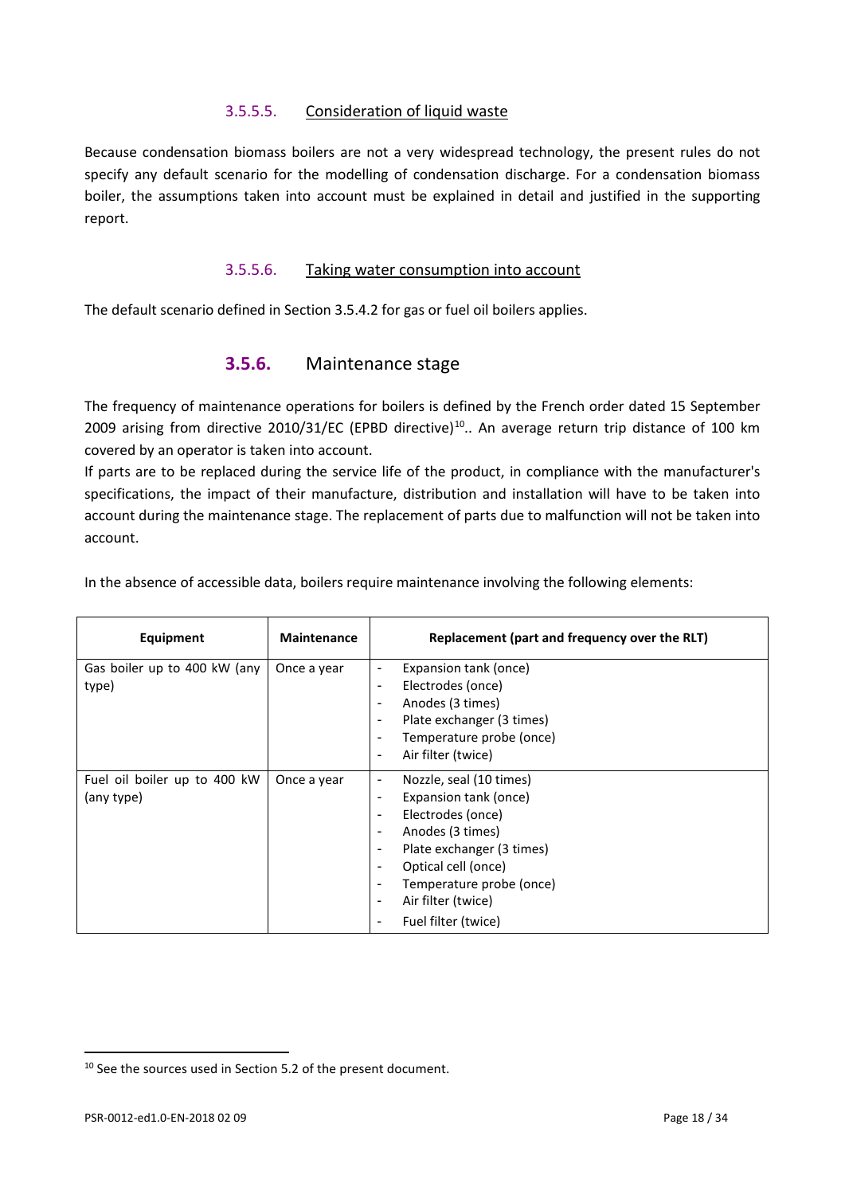#### 3.5.5.5. Consideration of liquid waste

Because condensation biomass boilers are not a very widespread technology, the present rules do not specify any default scenario for the modelling of condensation discharge. For a condensation biomass boiler, the assumptions taken into account must be explained in detail and justified in the supporting report.

#### 3.5.5.6. Taking water consumption into account

The default scenario defined in Section 3.5.4.2 for gas or fuel oil boilers applies.

### 3.5.6. Maintenance stage

The frequency of maintenance operations for boilers is defined by the French order dated 15 September 2009 arising from directive 2010/31/EC (EPBD directive)[10].. An average return trip distance of 100 km covered by an operator is taken into account.

If parts are to be replaced during the service life of the product, in compliance with the manufacturer's specifications, the impact of their manufacture, distribution and installation will have to be taken into account during the maintenance stage. The replacement of parts due to malfunction will not be taken into account.

In the absence of accessible data, boilers require maintenance involving the following elements:

| Equipment | Maintenance | Replacement (part and frequency over the RLT) |
| --- | --- | --- |
| Gas boiler up to 400 kW (any type) | Once a year | - Expansion tank (once)<br>- Electrodes (once)<br>- Anodes (3 times)<br>- Plate exchanger (3 times)<br>- Temperature probe (once)<br>- Air filter (twice) |
| Fuel oil boiler up to 400 kW (any type) | Once a year | - Nozzle, seal (10 times)<br>- Expansion tank (once)<br>- Electrodes (once)<br>- Anodes (3 times)<br>- Plate exchanger (3 times)<br>- Optical cell (once)<br>- Temperature probe (once)<br>- Air filter (twice)<br>- Fuel filter (twice) |

[10] See the sources used in Section 5.2 of the present document.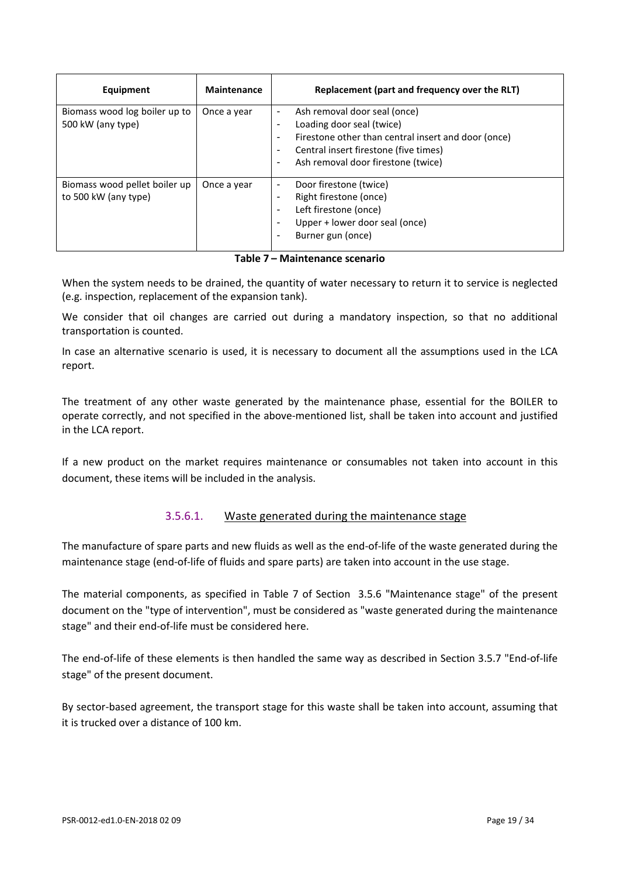| Equipment | Maintenance | Replacement (part and frequency over the RLT) |
|---|---|---|
| Biomass wood log boiler up to 500 kW (any type) | Once a year | - Ash removal door seal (once)<br>- Loading door seal (twice)<br>- Firestone other than central insert and door (once)<br>- Central insert firestone (five times)<br>- Ash removal door firestone (twice) |
| Biomass wood pellet boiler up to 500 kW (any type) | Once a year | - Door firestone (twice)<br>- Right firestone (once)<br>- Left firestone (once)<br>- Upper + lower door seal (once)<br>- Burner gun (once) |

**Table 7 – Maintenance scenario**

When the system needs to be drained, the quantity of water necessary to return it to service is neglected (e.g. inspection, replacement of the expansion tank).

We consider that oil changes are carried out during a mandatory inspection, so that no additional transportation is counted.

In case an alternative scenario is used, it is necessary to document all the assumptions used in the LCA report.

The treatment of any other waste generated by the maintenance phase, essential for the BOILER to operate correctly, and not specified in the above-mentioned list, shall be taken into account and justified in the LCA report.

If a new product on the market requires maintenance or consumables not taken into account in this document, these items will be included in the analysis.

#### 3.5.6.1. Waste generated during the maintenance stage

The manufacture of spare parts and new fluids as well as the end-of-life of the waste generated during the maintenance stage (end-of-life of fluids and spare parts) are taken into account in the use stage.

The material components, as specified in Table 7 of Section 3.5.6 "Maintenance stage" of the present document on the "type of intervention", must be considered as "waste generated during the maintenance stage" and their end-of-life must be considered here.

The end-of-life of these elements is then handled the same way as described in Section 3.5.7 "End-of-life stage" of the present document.

By sector-based agreement, the transport stage for this waste shall be taken into account, assuming that it is trucked over a distance of 100 km.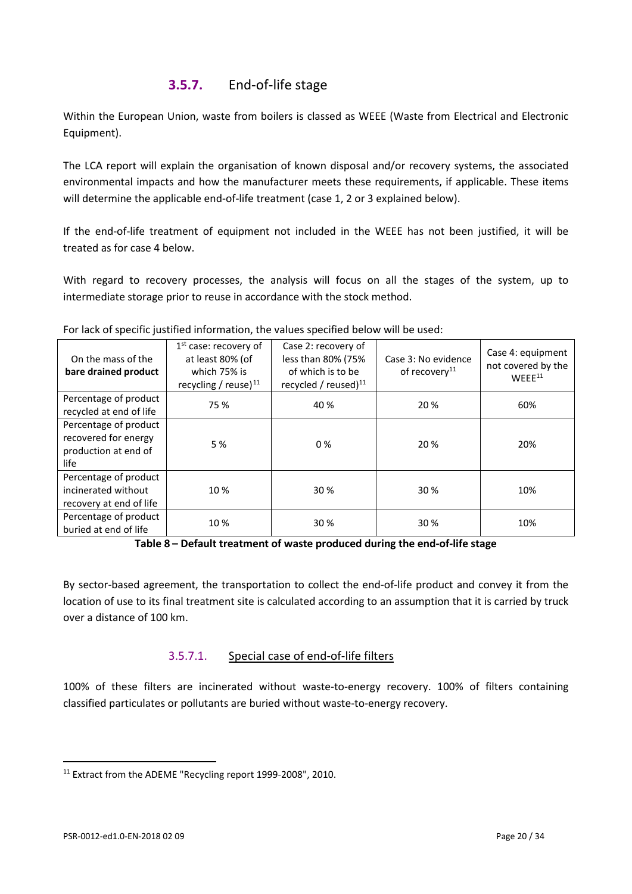### 3.5.7. End-of-life stage

Within the European Union, waste from boilers is classed as WEEE (Waste from Electrical and Electronic Equipment).

The LCA report will explain the organisation of known disposal and/or recovery systems, the associated environmental impacts and how the manufacturer meets these requirements, if applicable. These items will determine the applicable end-of-life treatment (case 1, 2 or 3 explained below).

If the end-of-life treatment of equipment not included in the WEEE has not been justified, it will be treated as for case 4 below.

With regard to recovery processes, the analysis will focus on all the stages of the system, up to intermediate storage prior to reuse in accordance with the stock method.

For lack of specific justified information, the values specified below will be used:

| On the mass of the **bare drained product** | 1st case: recovery of at least 80% (of which 75% is recycling / reuse)[11] | Case 2: recovery of less than 80% (75% of which is to be recycled / reused)[11] | Case 3: No evidence of recovery[11] | Case 4: equipment not covered by the WEEE[11] |
|---|---|---|---|---|
| Percentage of product recycled at end of life | 75 % | 40 % | 20 % | 60% |
| Percentage of product recovered for energy production at end of life | 5 % | 0 % | 20 % | 20% |
| Percentage of product incinerated without recovery at end of life | 10 % | 30 % | 30 % | 10% |
| Percentage of product buried at end of life | 10 % | 30 % | 30 % | 10% |

**Table 8 – Default treatment of waste produced during the end-of-life stage**

By sector-based agreement, the transportation to collect the end-of-life product and convey it from the location of use to its final treatment site is calculated according to an assumption that it is carried by truck over a distance of 100 km.

#### 3.5.7.1. Special case of end-of-life filters

100% of these filters are incinerated without waste-to-energy recovery. 100% of filters containing classified particulates or pollutants are buried without waste-to-energy recovery.

[11] Extract from the ADEME "Recycling report 1999-2008", 2010.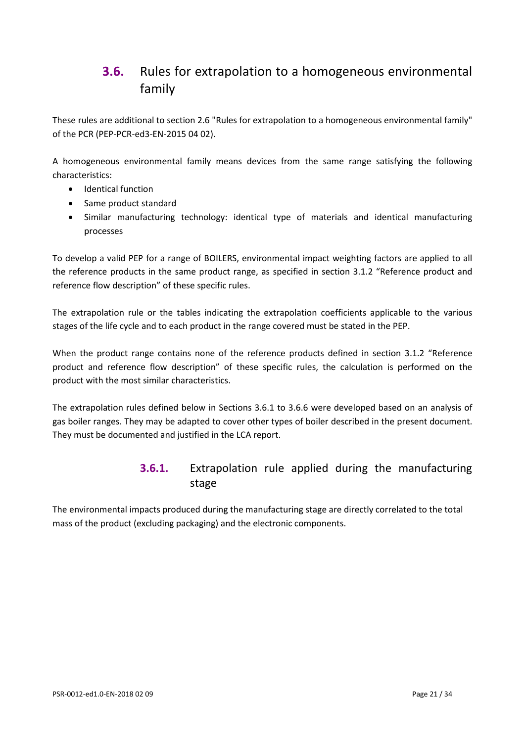## 3.6. Rules for extrapolation to a homogeneous environmental family

These rules are additional to section 2.6 "Rules for extrapolation to a homogeneous environmental family" of the PCR (PEP-PCR-ed3-EN-2015 04 02).

A homogeneous environmental family means devices from the same range satisfying the following characteristics:

- Identical function
- Same product standard
- Similar manufacturing technology: identical type of materials and identical manufacturing processes

To develop a valid PEP for a range of BOILERS, environmental impact weighting factors are applied to all the reference products in the same product range, as specified in section 3.1.2 "Reference product and reference flow description" of these specific rules.

The extrapolation rule or the tables indicating the extrapolation coefficients applicable to the various stages of the life cycle and to each product in the range covered must be stated in the PEP.

When the product range contains none of the reference products defined in section 3.1.2 "Reference product and reference flow description" of these specific rules, the calculation is performed on the product with the most similar characteristics.

The extrapolation rules defined below in Sections 3.6.1 to 3.6.6 were developed based on an analysis of gas boiler ranges. They may be adapted to cover other types of boiler described in the present document. They must be documented and justified in the LCA report.

### 3.6.1. Extrapolation rule applied during the manufacturing stage

The environmental impacts produced during the manufacturing stage are directly correlated to the total mass of the product (excluding packaging) and the electronic components.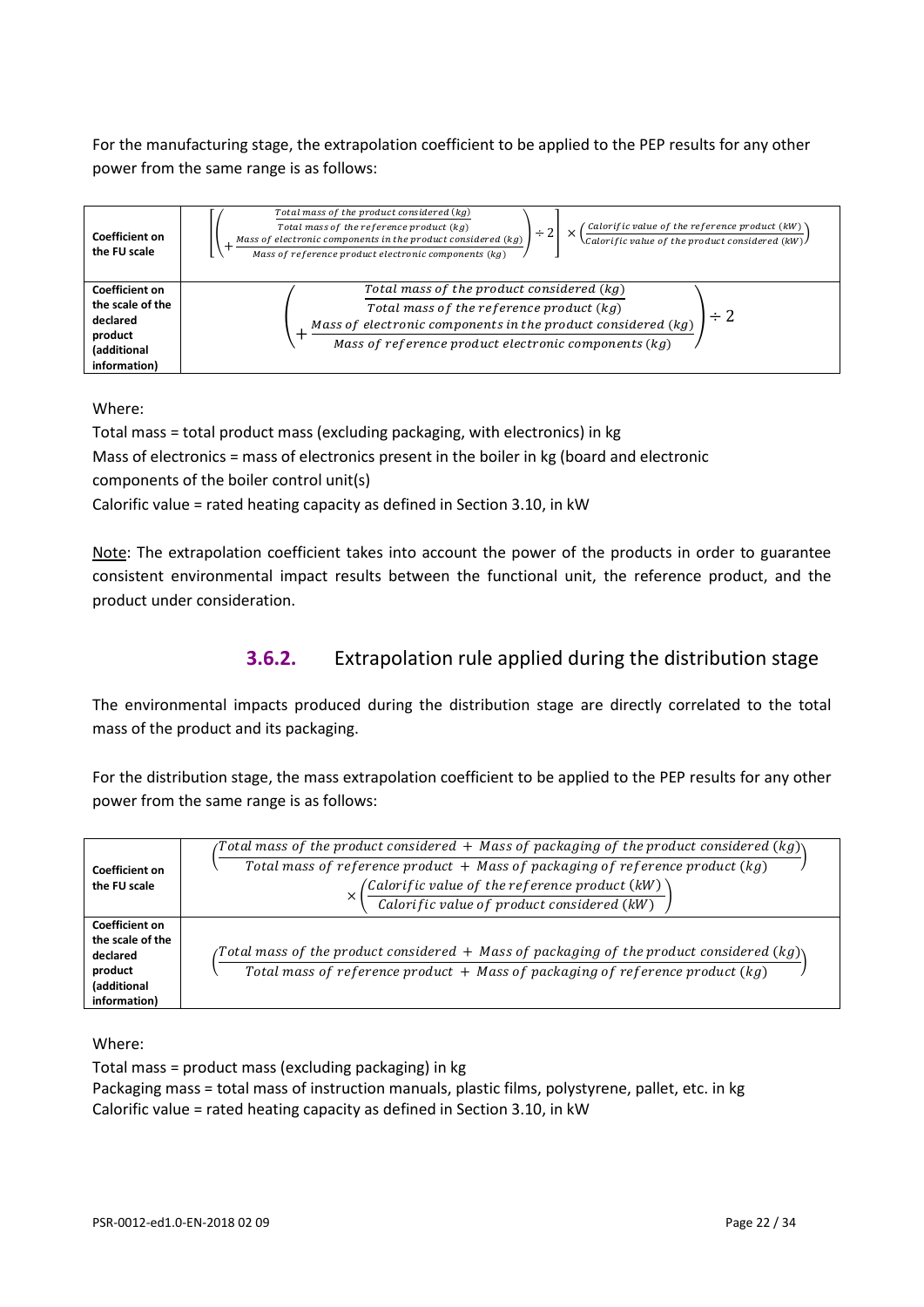For the manufacturing stage, the extrapolation coefficient to be applied to the PEP results for any other power from the same range is as follows:

| | |
|---|---|
| **Coefficient on the FU scale** | $\left[\left(\frac{Total\ mass\ of\ the\ product\ considered\ (kg)}{Total\ mass\ of\ the\ reference\ product\ (kg)} + \frac{Mass\ of\ electronic\ components\ in\ the\ product\ considered\ (kg)}{Mass\ of\ reference\ product\ electronic\ components\ (kg)}\right) \div 2\right] \times \left(\frac{Calorific\ value\ of\ the\ reference\ product\ (kW)}{Calorific\ value\ of\ the\ product\ considered\ (kW)}\right)$ |
| **Coefficient on the scale of the declared product (additional information)** | $\left(\frac{Total\ mass\ of\ the\ product\ considered\ (kg)}{Total\ mass\ of\ the\ reference\ product\ (kg)} + \frac{Mass\ of\ electronic\ components\ in\ the\ product\ considered\ (kg)}{Mass\ of\ reference\ product\ electronic\ components\ (kg)}\right) \div 2$ |

Where:

Total mass = total product mass (excluding packaging, with electronics) in kg

Mass of electronics = mass of electronics present in the boiler in kg (board and electronic components of the boiler control unit(s)

Calorific value = rated heating capacity as defined in Section 3.10, in kW

Note: The extrapolation coefficient takes into account the power of the products in order to guarantee consistent environmental impact results between the functional unit, the reference product, and the product under consideration.

### 3.6.2. Extrapolation rule applied during the distribution stage

The environmental impacts produced during the distribution stage are directly correlated to the total mass of the product and its packaging.

For the distribution stage, the mass extrapolation coefficient to be applied to the PEP results for any other power from the same range is as follows:

| | |
|---|---|
| **Coefficient on the FU scale** | $\left(\frac{Total\ mass\ of\ the\ product\ considered\ +\ Mass\ of\ packaging\ of\ the\ product\ considered\ (kg)}{Total\ mass\ of\ reference\ product\ +\ Mass\ of\ packaging\ of\ reference\ product\ (kg)}\right) \times \left(\frac{Calorific\ value\ of\ the\ reference\ product\ (kW)}{Calorific\ value\ of\ product\ considered\ (kW)}\right)$ |
| **Coefficient on the scale of the declared product (additional information)** | $\left(\frac{Total\ mass\ of\ the\ product\ considered\ +\ Mass\ of\ packaging\ of\ the\ product\ considered\ (kg)}{Total\ mass\ of\ reference\ product\ +\ Mass\ of\ packaging\ of\ reference\ product\ (kg)}\right)$ |

Where:

Total mass = product mass (excluding packaging) in kg

Packaging mass = total mass of instruction manuals, plastic films, polystyrene, pallet, etc. in kg

Calorific value = rated heating capacity as defined in Section 3.10, in kW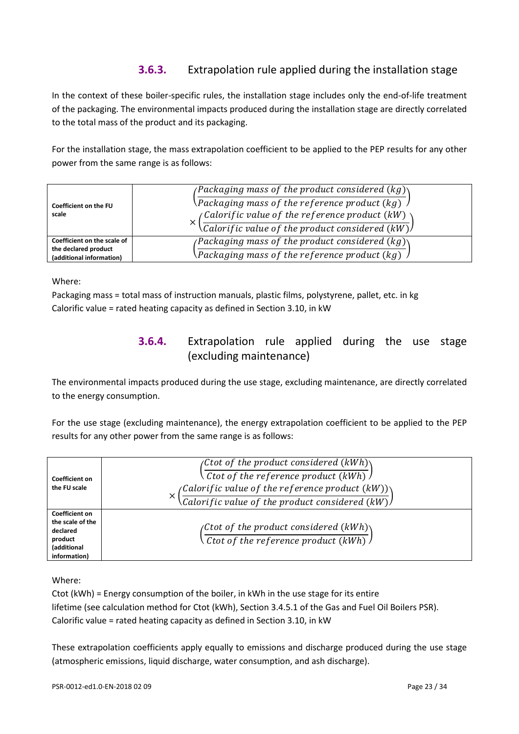### 3.6.3. Extrapolation rule applied during the installation stage

In the context of these boiler-specific rules, the installation stage includes only the end-of-life treatment of the packaging. The environmental impacts produced during the installation stage are directly correlated to the total mass of the product and its packaging.

For the installation stage, the mass extrapolation coefficient to be applied to the PEP results for any other power from the same range is as follows:

| | |
|---|---|
| **Coefficient on the FU scale** | $\left(\frac{Packaging\ mass\ of\ the\ product\ considered\ (kg)}{Packaging\ mass\ of\ the\ reference\ product\ (kg)}\right) \times \left(\frac{Calorific\ value\ of\ the\ reference\ product\ (kW)}{Calorific\ value\ of\ the\ product\ considered\ (kW)}\right)$ |
| **Coefficient on the scale of the declared product (additional information)** | $\left(\frac{Packaging\ mass\ of\ the\ product\ considered\ (kg)}{Packaging\ mass\ of\ the\ reference\ product\ (kg)}\right)$ |

Where:

Packaging mass = total mass of instruction manuals, plastic films, polystyrene, pallet, etc. in kg
Calorific value = rated heating capacity as defined in Section 3.10, in kW

### 3.6.4. Extrapolation rule applied during the use stage (excluding maintenance)

The environmental impacts produced during the use stage, excluding maintenance, are directly correlated to the energy consumption.

For the use stage (excluding maintenance), the energy extrapolation coefficient to be applied to the PEP results for any other power from the same range is as follows:

| | |
|---|---|
| **Coefficient on the FU scale** | $\left(\frac{Ctot\ of\ the\ product\ considered\ (kWh)}{Ctot\ of\ the\ reference\ product\ (kWh)}\right) \times \left(\frac{Calorific\ value\ of\ the\ reference\ product\ (kW))}{Calorific\ value\ of\ the\ product\ considered\ (kW)}\right)$ |
| **Coefficient on the scale of the declared product (additional information)** | $\left(\frac{Ctot\ of\ the\ product\ considered\ (kWh)}{Ctot\ of\ the\ reference\ product\ (kWh)}\right)$ |

Where:

Ctot (kWh) = Energy consumption of the boiler, in kWh in the use stage for its entire lifetime (see calculation method for Ctot (kWh), Section 3.4.5.1 of the Gas and Fuel Oil Boilers PSR).
Calorific value = rated heating capacity as defined in Section 3.10, in kW

These extrapolation coefficients apply equally to emissions and discharge produced during the use stage (atmospheric emissions, liquid discharge, water consumption, and ash discharge).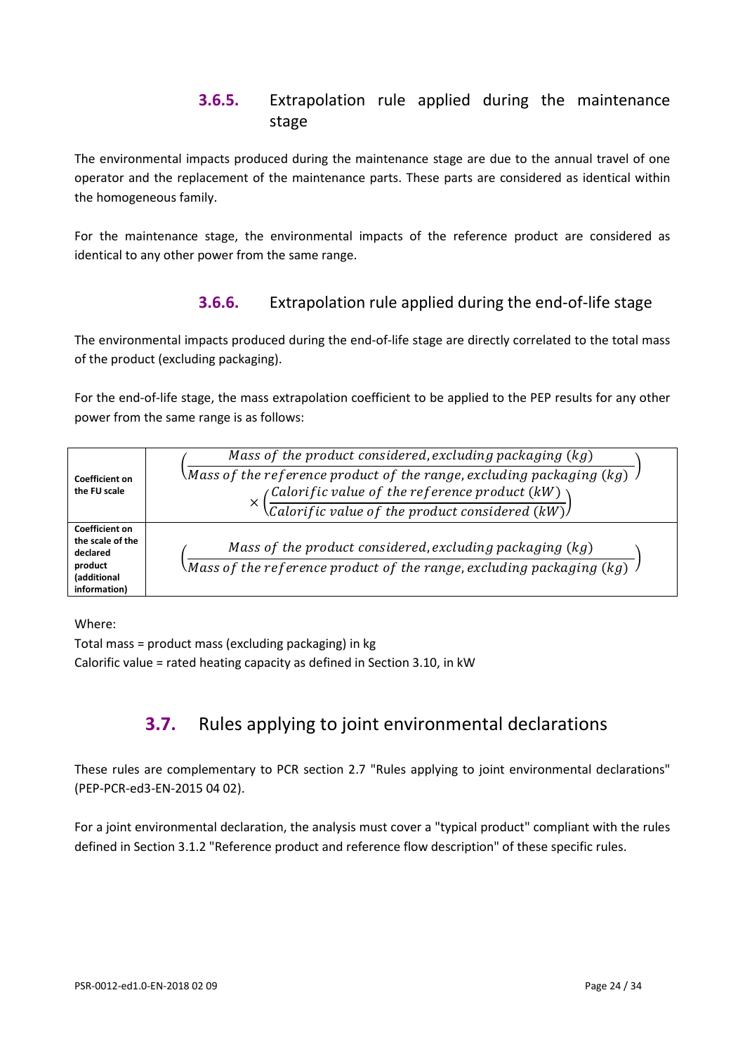### 3.6.5. Extrapolation rule applied during the maintenance stage

The environmental impacts produced during the maintenance stage are due to the annual travel of one operator and the replacement of the maintenance parts. These parts are considered as identical within the homogeneous family.

For the maintenance stage, the environmental impacts of the reference product are considered as identical to any other power from the same range.

### 3.6.6. Extrapolation rule applied during the end-of-life stage

The environmental impacts produced during the end-of-life stage are directly correlated to the total mass of the product (excluding packaging).

For the end-of-life stage, the mass extrapolation coefficient to be applied to the PEP results for any other power from the same range is as follows:

| | |
|---|---|
| **Coefficient on the FU scale** | $\left(\frac{Mass\ of\ the\ product\ considered, excluding\ packaging\ (kg)}{Mass\ of\ the\ reference\ product\ of\ the\ range, excluding\ packaging\ (kg)}\right) \times \left(\frac{Calorific\ value\ of\ the\ reference\ product\ (kW)}{Calorific\ value\ of\ the\ product\ considered\ (kW)}\right)$ |
| **Coefficient on the scale of the declared product (additional information)** | $\left(\frac{Mass\ of\ the\ product\ considered, excluding\ packaging\ (kg)}{Mass\ of\ the\ reference\ product\ of\ the\ range, excluding\ packaging\ (kg)}\right)$ |

Where:
Total mass = product mass (excluding packaging) in kg
Calorific value = rated heating capacity as defined in Section 3.10, in kW

## 3.7. Rules applying to joint environmental declarations

These rules are complementary to PCR section 2.7 "Rules applying to joint environmental declarations" (PEP-PCR-ed3-EN-2015 04 02).

For a joint environmental declaration, the analysis must cover a "typical product" compliant with the rules defined in Section 3.1.2 "Reference product and reference flow description" of these specific rules.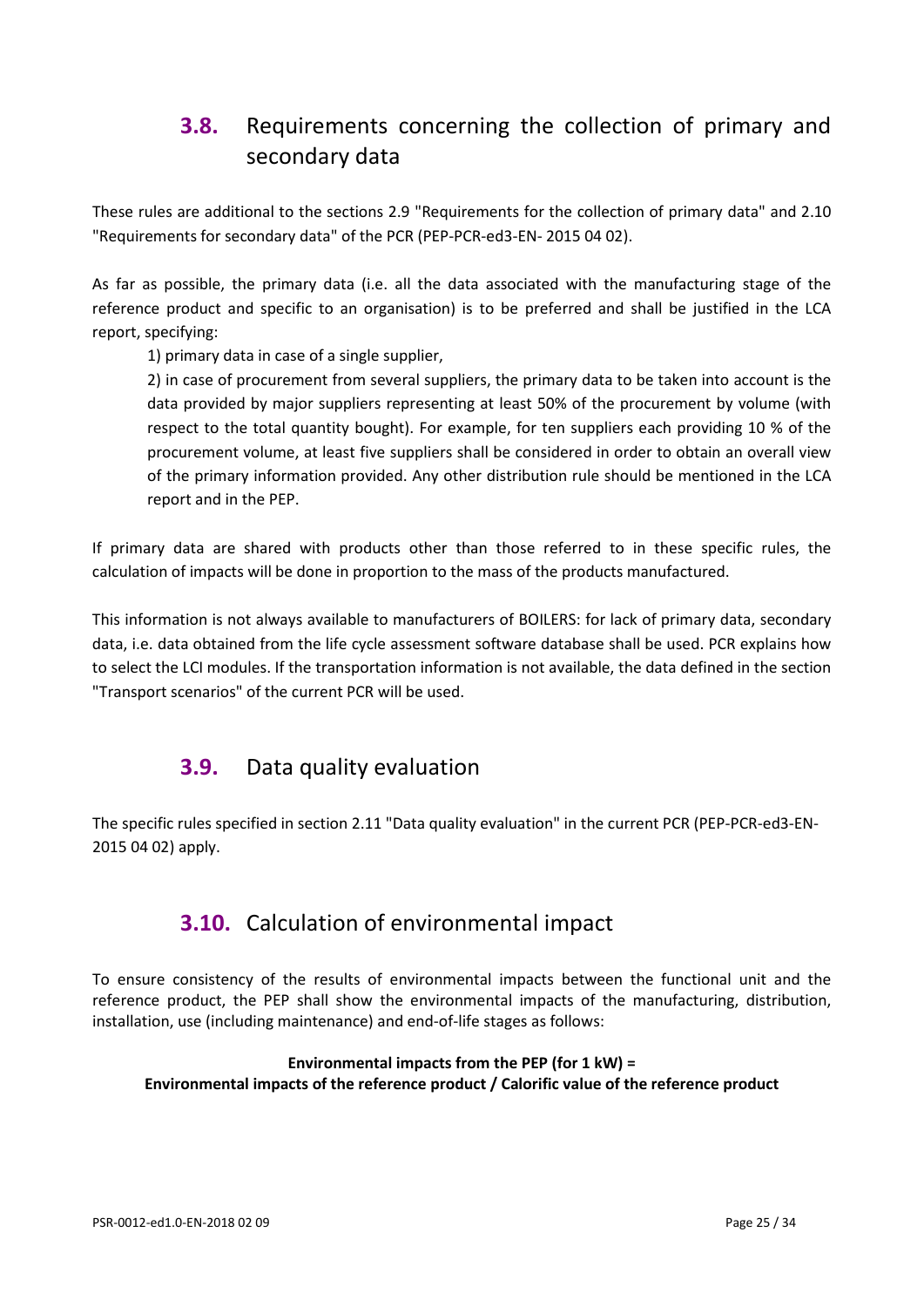## 3.8. Requirements concerning the collection of primary and secondary data

These rules are additional to the sections 2.9 "Requirements for the collection of primary data" and 2.10 "Requirements for secondary data" of the PCR (PEP-PCR-ed3-EN- 2015 04 02).

As far as possible, the primary data (i.e. all the data associated with the manufacturing stage of the reference product and specific to an organisation) is to be preferred and shall be justified in the LCA report, specifying:

1) primary data in case of a single supplier,

2) in case of procurement from several suppliers, the primary data to be taken into account is the data provided by major suppliers representing at least 50% of the procurement by volume (with respect to the total quantity bought). For example, for ten suppliers each providing 10 % of the procurement volume, at least five suppliers shall be considered in order to obtain an overall view of the primary information provided. Any other distribution rule should be mentioned in the LCA report and in the PEP.

If primary data are shared with products other than those referred to in these specific rules, the calculation of impacts will be done in proportion to the mass of the products manufactured.

This information is not always available to manufacturers of BOILERS: for lack of primary data, secondary data, i.e. data obtained from the life cycle assessment software database shall be used. PCR explains how to select the LCI modules. If the transportation information is not available, the data defined in the section "Transport scenarios" of the current PCR will be used.

## 3.9. Data quality evaluation

The specific rules specified in section 2.11 "Data quality evaluation" in the current PCR (PEP-PCR-ed3-EN-2015 04 02) apply.

## 3.10. Calculation of environmental impact

To ensure consistency of the results of environmental impacts between the functional unit and the reference product, the PEP shall show the environmental impacts of the manufacturing, distribution, installation, use (including maintenance) and end-of-life stages as follows:

**Environmental impacts from the PEP (for 1 kW) =**
**Environmental impacts of the reference product / Calorific value of the reference product**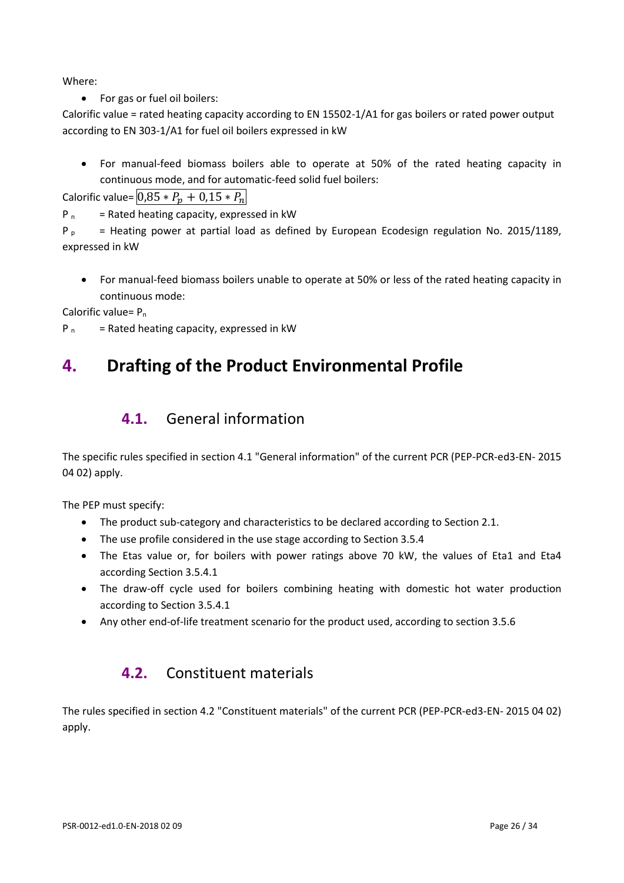Where:

- For gas or fuel oil boilers:

Calorific value = rated heating capacity according to EN 15502-1/A1 for gas boilers or rated power output according to EN 303-1/A1 for fuel oil boilers expressed in kW

- For manual-feed biomass boilers able to operate at 50% of the rated heating capacity in continuous mode, and for automatic-feed solid fuel boilers:

Calorific value= $0{,}85 * P_p + 0{,}15 * P_n$

$P_n$ = Rated heating capacity, expressed in kW

$P_p$ = Heating power at partial load as defined by European Ecodesign regulation No. 2015/1189, expressed in kW

- For manual-feed biomass boilers unable to operate at 50% or less of the rated heating capacity in continuous mode:

Calorific value= $P_n$

$P_n$ = Rated heating capacity, expressed in kW

# 4. Drafting of the Product Environmental Profile

## 4.1. General information

The specific rules specified in section 4.1 "General information" of the current PCR (PEP-PCR-ed3-EN- 2015 04 02) apply.

The PEP must specify:

- The product sub-category and characteristics to be declared according to Section 2.1.
- The use profile considered in the use stage according to Section 3.5.4
- The Etas value or, for boilers with power ratings above 70 kW, the values of Eta1 and Eta4 according Section 3.5.4.1
- The draw-off cycle used for boilers combining heating with domestic hot water production according to Section 3.5.4.1
- Any other end-of-life treatment scenario for the product used, according to section 3.5.6

## 4.2. Constituent materials

The rules specified in section 4.2 "Constituent materials" of the current PCR (PEP-PCR-ed3-EN- 2015 04 02) apply.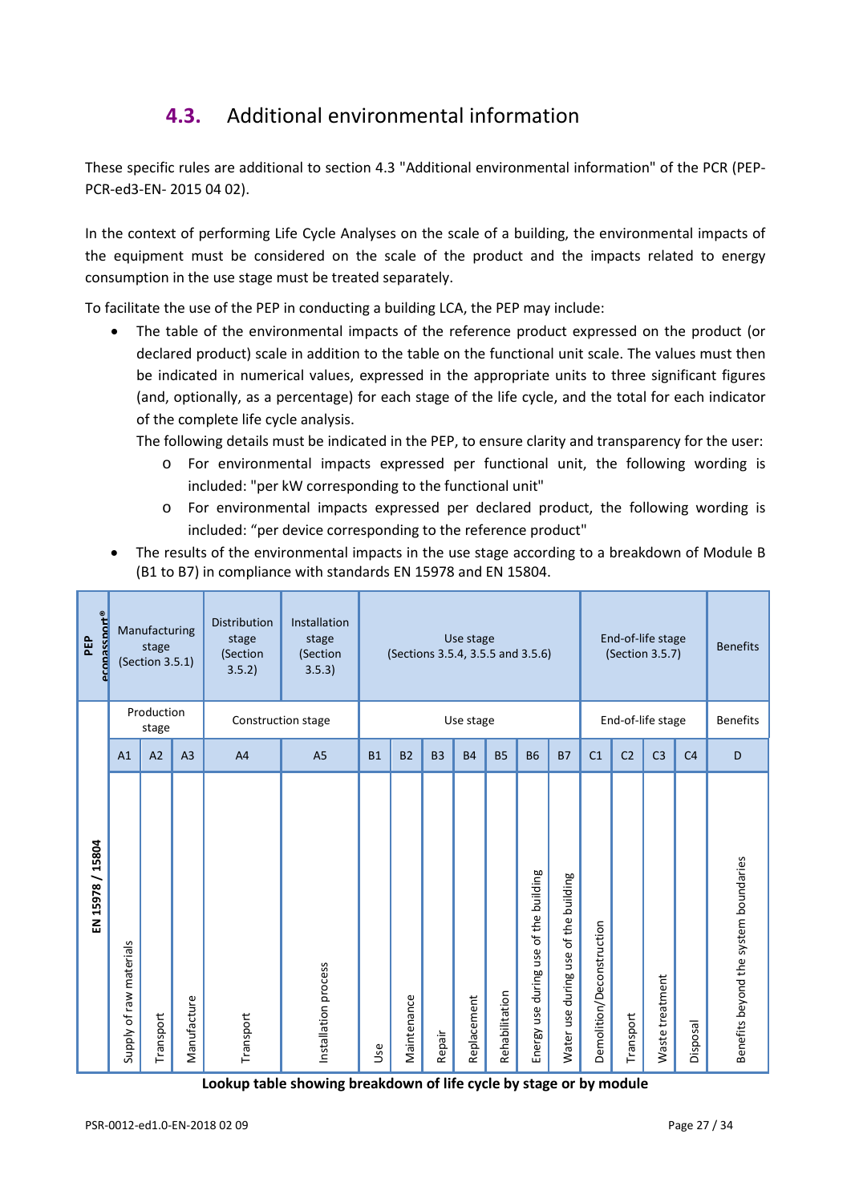## 4.3. Additional environmental information

These specific rules are additional to section 4.3 "Additional environmental information" of the PCR (PEP-PCR-ed3-EN- 2015 04 02).

In the context of performing Life Cycle Analyses on the scale of a building, the environmental impacts of the equipment must be considered on the scale of the product and the impacts related to energy consumption in the use stage must be treated separately.

To facilitate the use of the PEP in conducting a building LCA, the PEP may include:

- The table of the environmental impacts of the reference product expressed on the product (or declared product) scale in addition to the table on the functional unit scale. The values must then be indicated in numerical values, expressed in the appropriate units to three significant figures (and, optionally, as a percentage) for each stage of the life cycle, and the total for each indicator of the complete life cycle analysis.

  The following details must be indicated in the PEP, to ensure clarity and transparency for the user:
  - For environmental impacts expressed per functional unit, the following wording is included: "per kW corresponding to the functional unit"
  - For environmental impacts expressed per declared product, the following wording is included: “per device corresponding to the reference product"
- The results of the environmental impacts in the use stage according to a breakdown of Module B (B1 to B7) in compliance with standards EN 15978 and EN 15804.

| PEP ecopassport® | Manufacturing stage (Section 3.5.1) | | | Distribution stage (Section 3.5.2) | Installation stage (Section 3.5.3) | Use stage (Sections 3.5.4, 3.5.5 and 3.5.6) | | | | | | | End-of-life stage (Section 3.5.7) | | | | Benefits |
|---|---|---|---|---|---|---|---|---|---|---|---|---|---|---|---|---|---|
| EN 15978 / 15804 | Production stage | | | Construction stage | | Use stage | | | | | | | End-of-life stage | | | | Benefits |
| | A1 | A2 | A3 | A4 | A5 | B1 | B2 | B3 | B4 | B5 | B6 | B7 | C1 | C2 | C3 | C4 | D |
| | Supply of raw materials | Transport | Manufacture | Transport | Installation process | Use | Maintenance | Repair | Replacement | Rehabilitation | Energy use during use of the building | Water use during use of the building | Demolition/Deconstruction | Transport | Waste treatment | Disposal | Benefits beyond the system boundaries |

**Lookup table showing breakdown of life cycle by stage or by module**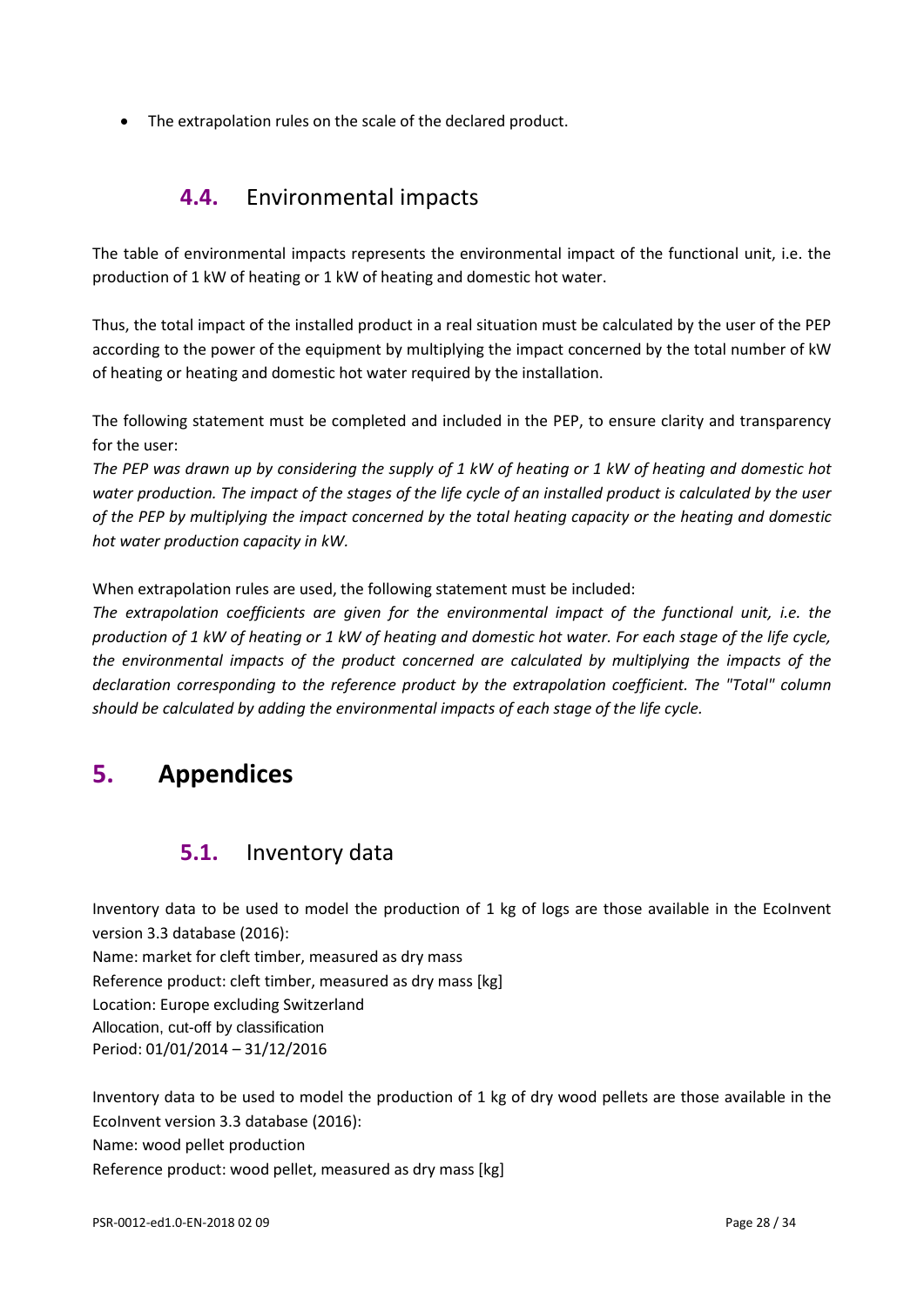- The extrapolation rules on the scale of the declared product.

### 4.4. Environmental impacts

The table of environmental impacts represents the environmental impact of the functional unit, i.e. the production of 1 kW of heating or 1 kW of heating and domestic hot water.

Thus, the total impact of the installed product in a real situation must be calculated by the user of the PEP according to the power of the equipment by multiplying the impact concerned by the total number of kW of heating or heating and domestic hot water required by the installation.

The following statement must be completed and included in the PEP, to ensure clarity and transparency for the user:

*The PEP was drawn up by considering the supply of 1 kW of heating or 1 kW of heating and domestic hot water production. The impact of the stages of the life cycle of an installed product is calculated by the user of the PEP by multiplying the impact concerned by the total heating capacity or the heating and domestic hot water production capacity in kW.*

When extrapolation rules are used, the following statement must be included:

*The extrapolation coefficients are given for the environmental impact of the functional unit, i.e. the production of 1 kW of heating or 1 kW of heating and domestic hot water. For each stage of the life cycle, the environmental impacts of the product concerned are calculated by multiplying the impacts of the declaration corresponding to the reference product by the extrapolation coefficient. The "Total" column should be calculated by adding the environmental impacts of each stage of the life cycle.*

## 5. Appendices

### 5.1. Inventory data

Inventory data to be used to model the production of 1 kg of logs are those available in the EcoInvent version 3.3 database (2016):

Name: market for cleft timber, measured as dry mass

Reference product: cleft timber, measured as dry mass [kg]

Location: Europe excluding Switzerland

Allocation, cut-off by classification

Period: 01/01/2014 – 31/12/2016

Inventory data to be used to model the production of 1 kg of dry wood pellets are those available in the EcoInvent version 3.3 database (2016):

Name: wood pellet production

Reference product: wood pellet, measured as dry mass [kg]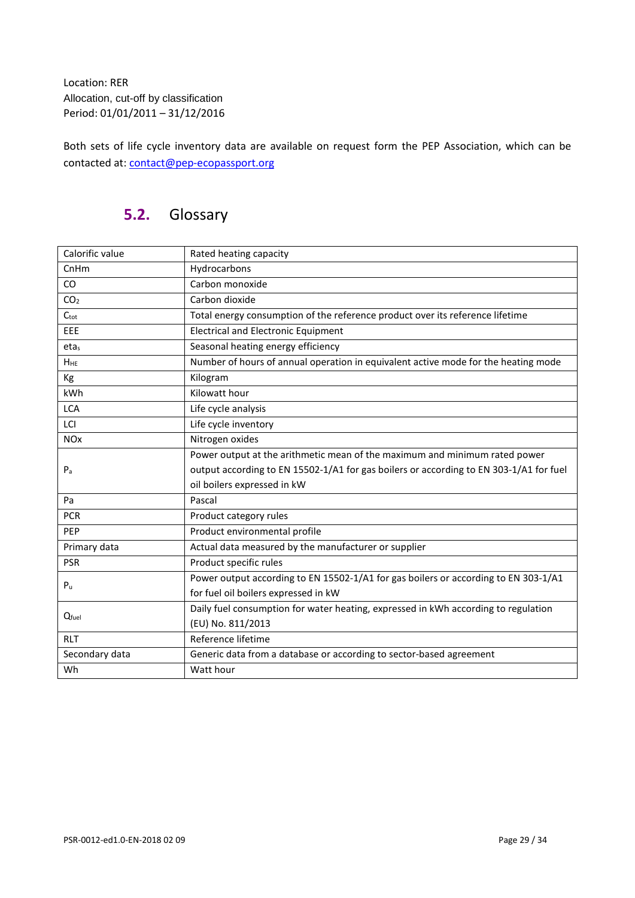Location: RER
Allocation, cut-off by classification
Period: 01/01/2011 – 31/12/2016

Both sets of life cycle inventory data are available on request form the PEP Association, which can be contacted at: contact@pep-ecopassport.org

## 5.2. Glossary

| | |
|---|---|
| Calorific value | Rated heating capacity |
| CnHm | Hydrocarbons |
| CO | Carbon monoxide |
| $CO_2$ | Carbon dioxide |
| $C_{tot}$ | Total energy consumption of the reference product over its reference lifetime |
| EEE | Electrical and Electronic Equipment |
| $eta_s$ | Seasonal heating energy efficiency |
| $H_{HE}$ | Number of hours of annual operation in equivalent active mode for the heating mode |
| Kg | Kilogram |
| kWh | Kilowatt hour |
| LCA | Life cycle analysis |
| LCI | Life cycle inventory |
| NOx | Nitrogen oxides |
| $P_a$ | Power output at the arithmetic mean of the maximum and minimum rated power output according to EN 15502-1/A1 for gas boilers or according to EN 303-1/A1 for fuel oil boilers expressed in kW |
| Pa | Pascal |
| PCR | Product category rules |
| PEP | Product environmental profile |
| Primary data | Actual data measured by the manufacturer or supplier |
| PSR | Product specific rules |
| $P_u$ | Power output according to EN 15502-1/A1 for gas boilers or according to EN 303-1/A1 for fuel oil boilers expressed in kW |
| $Q_{fuel}$ | Daily fuel consumption for water heating, expressed in kWh according to regulation (EU) No. 811/2013 |
| RLT | Reference lifetime |
| Secondary data | Generic data from a database or according to sector-based agreement |
| Wh | Watt hour |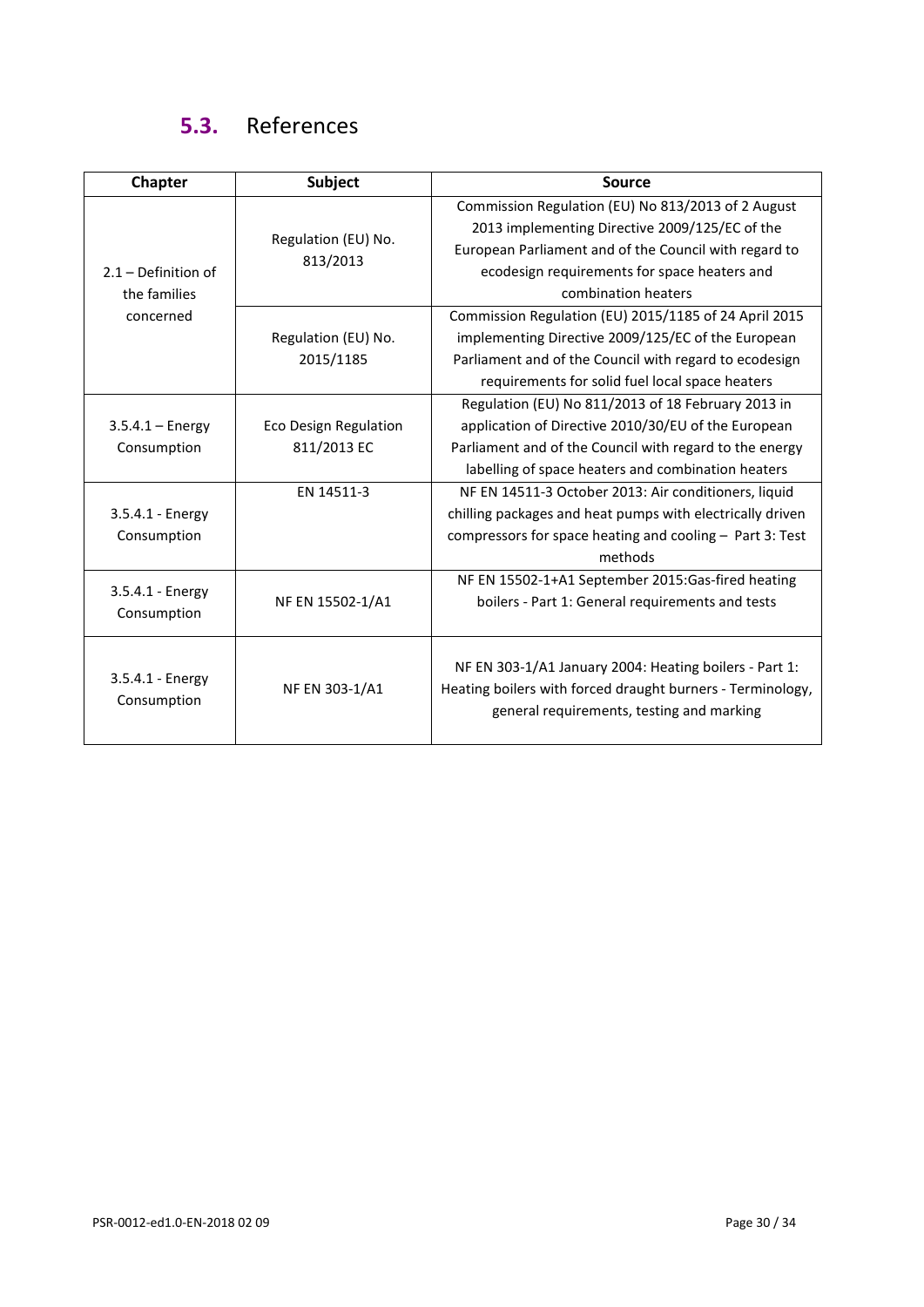## 5.3. References

| Chapter | Subject | Source |
|---|---|---|
| 2.1 – Definition of the families concerned | Regulation (EU) No. 813/2013 | Commission Regulation (EU) No 813/2013 of 2 August 2013 implementing Directive 2009/125/EC of the European Parliament and of the Council with regard to ecodesign requirements for space heaters and combination heaters |
| | Regulation (EU) No. 2015/1185 | Commission Regulation (EU) 2015/1185 of 24 April 2015 implementing Directive 2009/125/EC of the European Parliament and of the Council with regard to ecodesign requirements for solid fuel local space heaters |
| 3.5.4.1 – Energy Consumption | Eco Design Regulation 811/2013 EC | Regulation (EU) No 811/2013 of 18 February 2013 in application of Directive 2010/30/EU of the European Parliament and of the Council with regard to the energy labelling of space heaters and combination heaters |
| 3.5.4.1 - Energy Consumption | EN 14511-3 | NF EN 14511-3 October 2013: Air conditioners, liquid chilling packages and heat pumps with electrically driven compressors for space heating and cooling – Part 3: Test methods |
| 3.5.4.1 - Energy Consumption | NF EN 15502-1/A1 | NF EN 15502-1+A1 September 2015:Gas-fired heating boilers - Part 1: General requirements and tests |
| 3.5.4.1 - Energy Consumption | NF EN 303-1/A1 | NF EN 303-1/A1 January 2004: Heating boilers - Part 1: Heating boilers with forced draught burners - Terminology, general requirements, testing and marking |

PSR-0012-ed1.0-EN-2018 02 09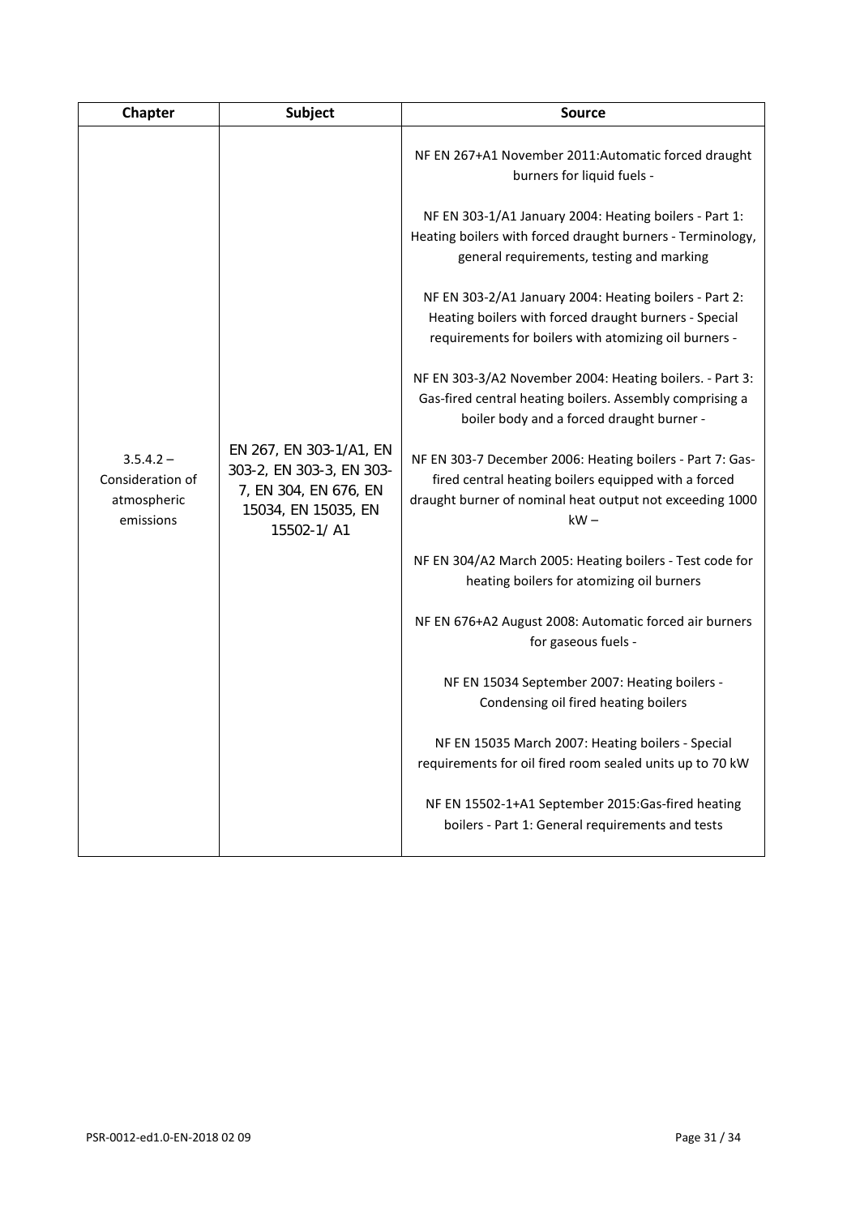| Chapter | Subject | Source |
|---|---|---|
| 3.5.4.2 – Consideration of atmospheric emissions | EN 267, EN 303-1/A1, EN 303-2, EN 303-3, EN 303-7, EN 304, EN 676, EN 15034, EN 15035, EN 15502-1/ A1 | NF EN 267+A1 November 2011:Automatic forced draught burners for liquid fuels -<br><br>NF EN 303-1/A1 January 2004: Heating boilers - Part 1: Heating boilers with forced draught burners - Terminology, general requirements, testing and marking<br><br>NF EN 303-2/A1 January 2004: Heating boilers - Part 2: Heating boilers with forced draught burners - Special requirements for boilers with atomizing oil burners -<br><br>NF EN 303-3/A2 November 2004: Heating boilers. - Part 3: Gas-fired central heating boilers. Assembly comprising a boiler body and a forced draught burner -<br><br>NF EN 303-7 December 2006: Heating boilers - Part 7: Gas-fired central heating boilers equipped with a forced draught burner of nominal heat output not exceeding 1000 kW –<br><br>NF EN 304/A2 March 2005: Heating boilers - Test code for heating boilers for atomizing oil burners<br><br>NF EN 676+A2 August 2008: Automatic forced air burners for gaseous fuels -<br><br>NF EN 15034 September 2007: Heating boilers - Condensing oil fired heating boilers<br><br>NF EN 15035 March 2007: Heating boilers - Special requirements for oil fired room sealed units up to 70 kW<br><br>NF EN 15502-1+A1 September 2015:Gas-fired heating boilers - Part 1: General requirements and tests |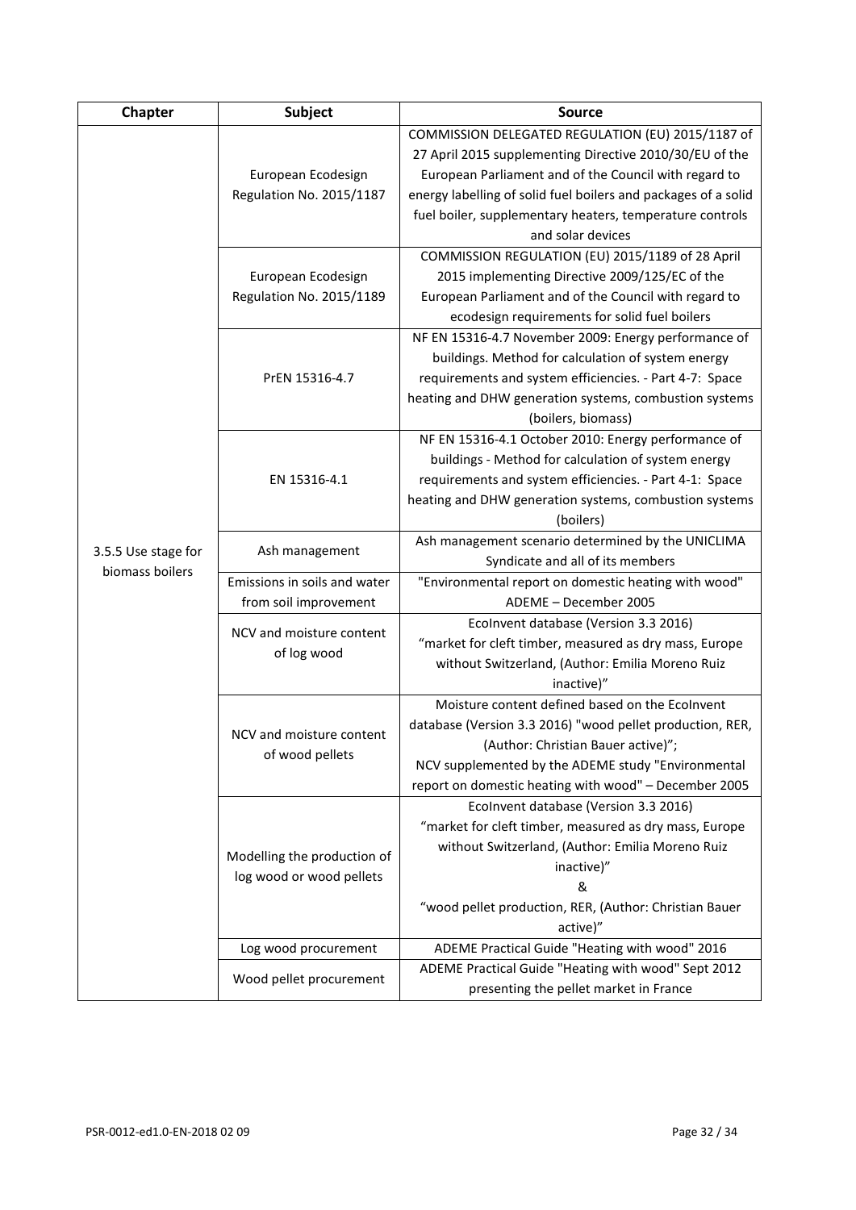| Chapter | Subject | Source |
|---|---|---|
| 3.5.5 Use stage for biomass boilers | European Ecodesign Regulation No. 2015/1187 | COMMISSION DELEGATED REGULATION (EU) 2015/1187 of 27 April 2015 supplementing Directive 2010/30/EU of the European Parliament and of the Council with regard to energy labelling of solid fuel boilers and packages of a solid fuel boiler, supplementary heaters, temperature controls and solar devices |
| | European Ecodesign Regulation No. 2015/1189 | COMMISSION REGULATION (EU) 2015/1189 of 28 April 2015 implementing Directive 2009/125/EC of the European Parliament and of the Council with regard to ecodesign requirements for solid fuel boilers |
| | PrEN 15316-4.7 | NF EN 15316-4.7 November 2009: Energy performance of buildings. Method for calculation of system energy requirements and system efficiencies. - Part 4-7: Space heating and DHW generation systems, combustion systems (boilers, biomass) |
| | EN 15316-4.1 | NF EN 15316-4.1 October 2010: Energy performance of buildings - Method for calculation of system energy requirements and system efficiencies. - Part 4-1: Space heating and DHW generation systems, combustion systems (boilers) |
| | Ash management | Ash management scenario determined by the UNICLIMA Syndicate and all of its members |
| | Emissions in soils and water from soil improvement | "Environmental report on domestic heating with wood" ADEME – December 2005 |
| | NCV and moisture content of log wood | EcoInvent database (Version 3.3 2016) "market for cleft timber, measured as dry mass, Europe without Switzerland, (Author: Emilia Moreno Ruiz inactive)" |
| | NCV and moisture content of wood pellets | Moisture content defined based on the EcoInvent database (Version 3.3 2016) "wood pellet production, RER, (Author: Christian Bauer active)"; NCV supplemented by the ADEME study "Environmental report on domestic heating with wood" – December 2005 |
| | Modelling the production of log wood or wood pellets | EcoInvent database (Version 3.3 2016) "market for cleft timber, measured as dry mass, Europe without Switzerland, (Author: Emilia Moreno Ruiz inactive)" & "wood pellet production, RER, (Author: Christian Bauer active)" |
| | Log wood procurement | ADEME Practical Guide "Heating with wood" 2016 |
| | Wood pellet procurement | ADEME Practical Guide "Heating with wood" Sept 2012 presenting the pellet market in France |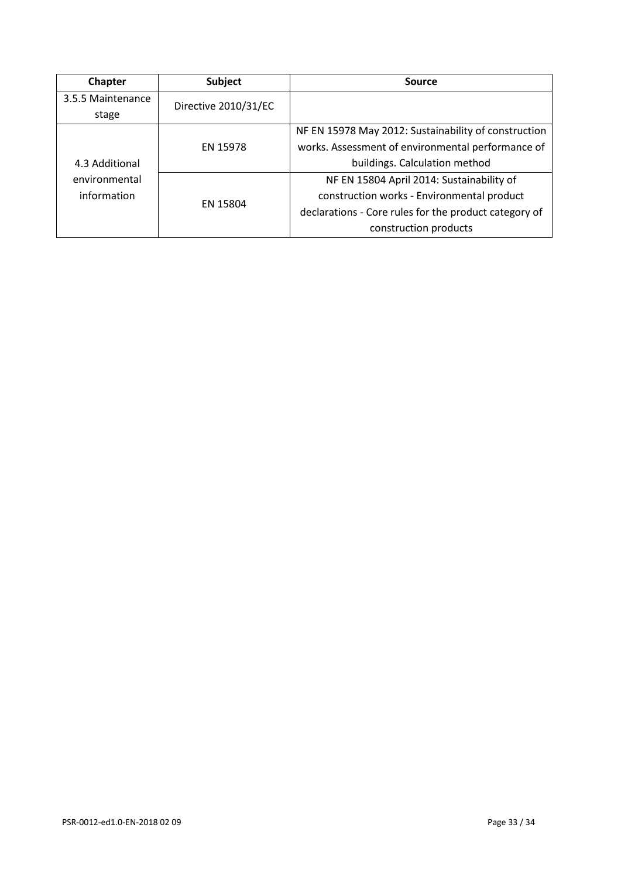| Chapter | Subject | Source |
| --- | --- | --- |
| 3.5.5 Maintenance stage | Directive 2010/31/EC | |
| 4.3 Additional environmental information | EN 15978 | NF EN 15978 May 2012: Sustainability of construction works. Assessment of environmental performance of buildings. Calculation method |
| | EN 15804 | NF EN 15804 April 2014: Sustainability of construction works - Environmental product declarations - Core rules for the product category of construction products |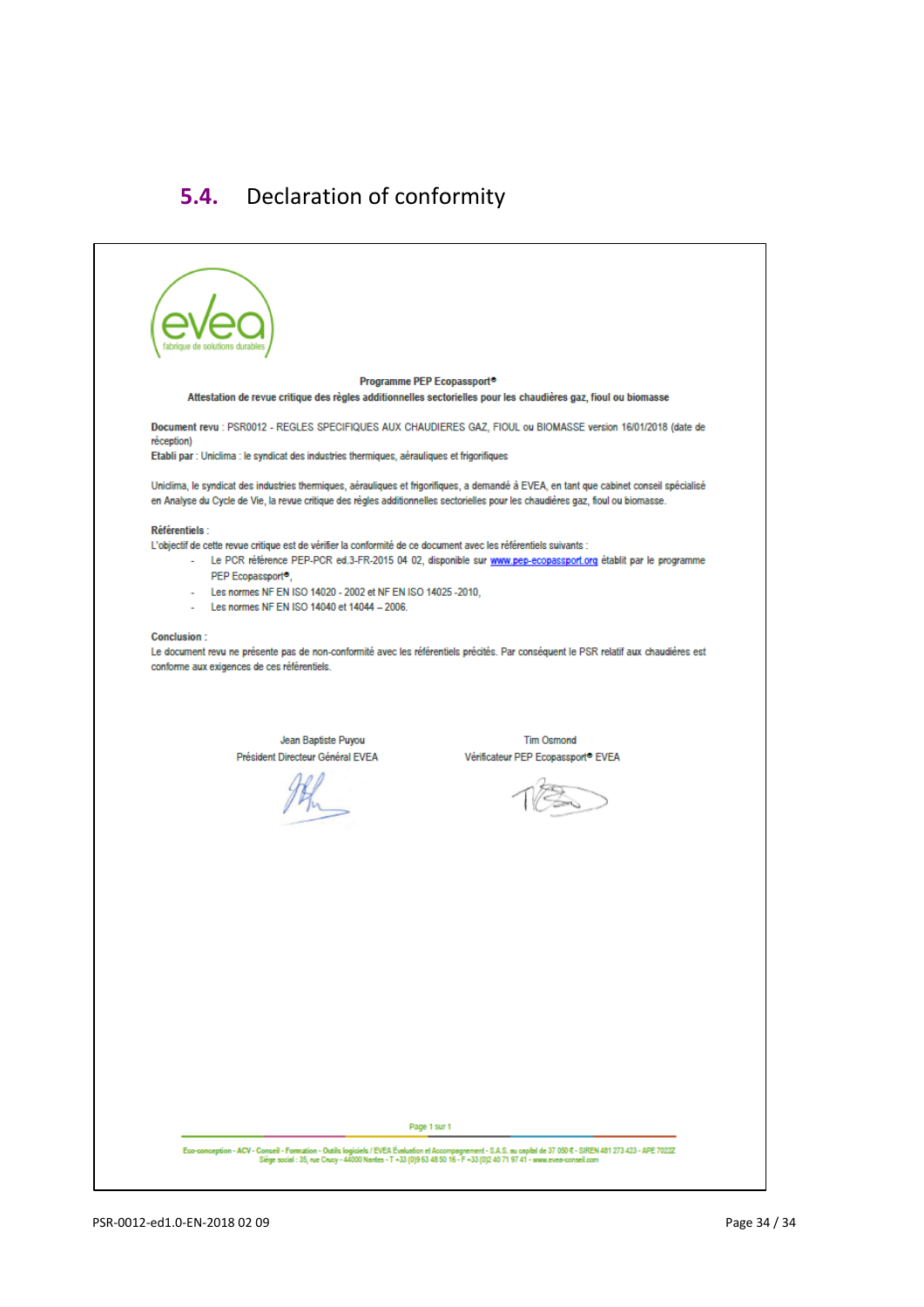## 5.4. Declaration of conformity

evea
fabrique de solutions durables

**Programme PEP Ecopassport®**

**Attestation de revue critique des règles additionnelles sectorielles pour les chaudières gaz, fioul ou biomasse**

**Document revu** : PSR0012 - REGLES SPECIFIQUES AUX CHAUDIERES GAZ, FIOUL ou BIOMASSE version 16/01/2018 (date de réception)

**Etabli par** : Uniclima : le syndicat des industries thermiques, aérauliques et frigorifiques

Uniclima, le syndicat des industries thermiques, aérauliques et frigorifiques, a demandé à EVEA, en tant que cabinet conseil spécialisé en Analyse du Cycle de Vie, la revue critique des règles additionnelles sectorielles pour les chaudières gaz, fioul ou biomasse.

**Référentiels** :

L'objectif de cette revue critique est de vérifier la conformité de ce document avec les référentiels suivants :

- Le PCR référence PEP-PCR ed.3-FR-2015 04 02, disponible sur www.pep-ecopassport.org établit par le programme PEP Ecopassport®,
- Les normes NF EN ISO 14020 - 2002 et NF EN ISO 14025 -2010,
- Les normes NF EN ISO 14040 et 14044 – 2006.

**Conclusion** :

Le document revu ne présente pas de non-conformité avec les référentiels précités. Par conséquent le PSR relatif aux chaudières est conforme aux exigences de ces référentiels.

Jean Baptiste Puyou
Président Directeur Général EVEA

Tim Osmond
Vérificateur PEP Ecopassport® EVEA

Page 1 sur 1

Eco-conception - ACV - Conseil - Formation - Outils logiciels / EVEA Évaluation et Accompagnement - S.A.S. au capital de 37 050 € - SIREN 481 273 423 - APE 7022Z
Siège social : 35, rue Crucy - 44000 Nantes - T +33 (0)9 63 48 50 16 - F +33 (0)2 40 71 97 41 - www.evea-conseil.com

PSR-0012-ed1.0-EN-2018 02 09